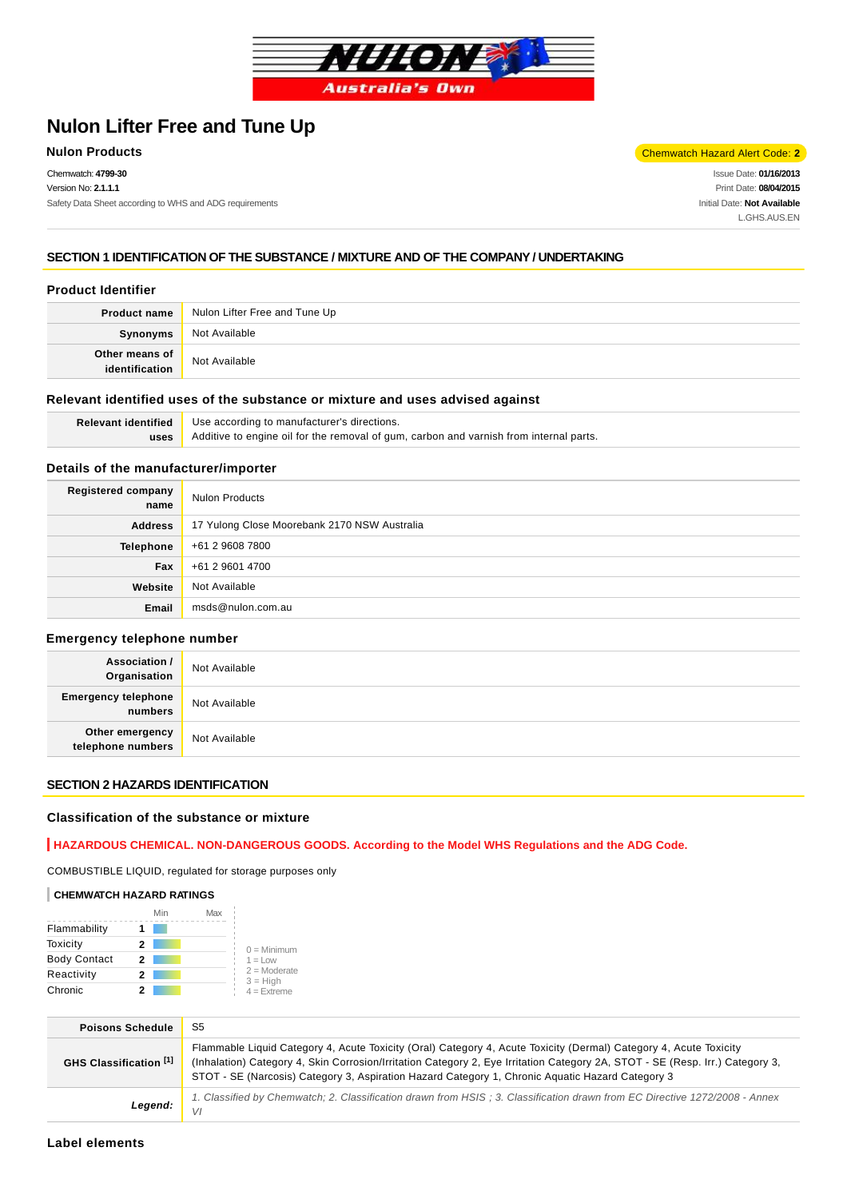# Nulon Lifter Free and Tune Up

**Nulon Products**

Chemwatch Hazard Alert Code: **2**

Chemwatch: **4799-30**
Version No: **2.1.1.1**
Safety Data Sheet according to WHS and ADG requirements

Issue Date: **01/16/2013**
Print Date: **08/04/2015**
Initial Date: **Not Available**
L.GHS.AUS.EN

## SECTION 1 IDENTIFICATION OF THE SUBSTANCE / MIXTURE AND OF THE COMPANY / UNDERTAKING

### Product Identifier

| | |
|---|---|
| **Product name** | Nulon Lifter Free and Tune Up |
| **Synonyms** | Not Available |
| **Other means of identification** | Not Available |

### Relevant identified uses of the substance or mixture and uses advised against

| | |
|---|---|
| **Relevant identified uses** | Use according to manufacturer's directions.<br>Additive to engine oil for the removal of gum, carbon and varnish from internal parts. |

### Details of the manufacturer/importer

| | |
|---|---|
| **Registered company name** | Nulon Products |
| **Address** | 17 Yulong Close Moorebank 2170 NSW Australia |
| **Telephone** | +61 2 9608 7800 |
| **Fax** | +61 2 9601 4700 |
| **Website** | Not Available |
| **Email** | msds@nulon.com.au |

### Emergency telephone number

| | |
|---|---|
| **Association / Organisation** | Not Available |
| **Emergency telephone numbers** | Not Available |
| **Other emergency telephone numbers** | Not Available |

## SECTION 2 HAZARDS IDENTIFICATION

### Classification of the substance or mixture

**HAZARDOUS CHEMICAL. NON-DANGEROUS GOODS. According to the Model WHS Regulations and the ADG Code.**

COMBUSTIBLE LIQUID, regulated for storage purposes only

**CHEMWATCH HAZARD RATINGS**

| | Rating |
|---|---|
| Flammability | 1 |
| Toxicity | 2 |
| Body Contact | 2 |
| Reactivity | 2 |
| Chronic | 2 |

0 = Minimum
1 = Low
2 = Moderate
3 = High
4 = Extreme

| | |
|---|---|
| **Poisons Schedule** | S5 |
| **GHS Classification [1]** | Flammable Liquid Category 4, Acute Toxicity (Oral) Category 4, Acute Toxicity (Dermal) Category 4, Acute Toxicity (Inhalation) Category 4, Skin Corrosion/Irritation Category 2, Eye Irritation Category 2A, STOT - SE (Resp. Irr.) Category 3, STOT - SE (Narcosis) Category 3, Aspiration Hazard Category 1, Chronic Aquatic Hazard Category 3 |
| ***Legend:*** | *1. Classified by Chemwatch; 2. Classification drawn from HSIS ; 3. Classification drawn from EC Directive 1272/2008 - Annex VI* |

### Label elements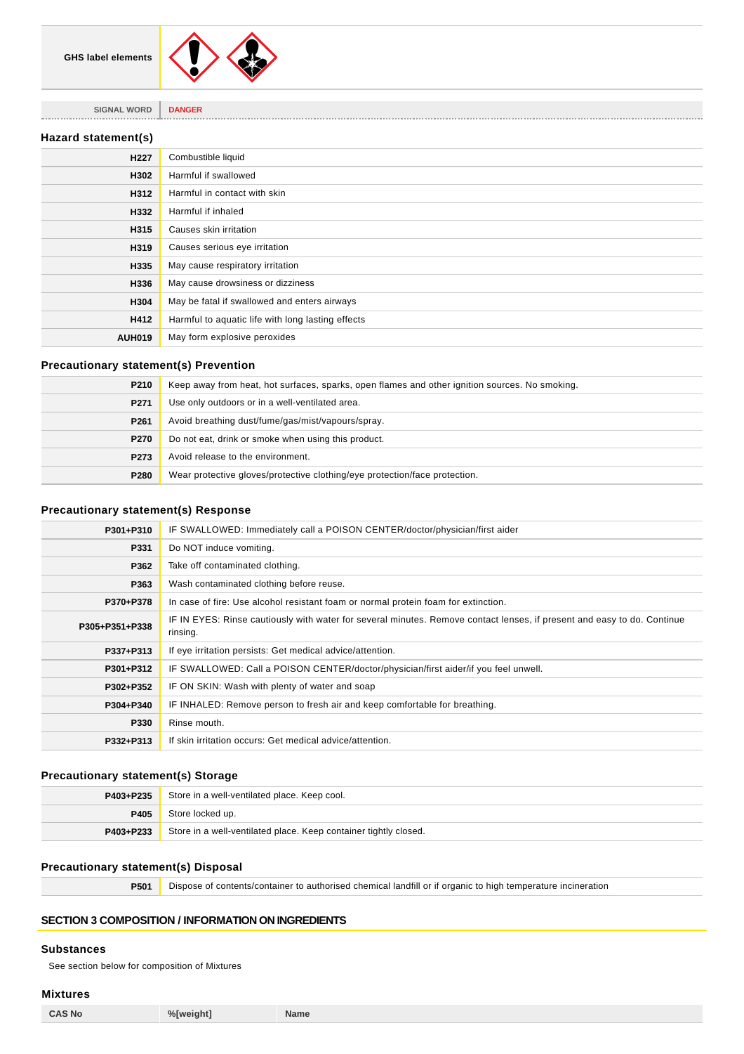| GHS label elements | |
|---|---|

| SIGNAL WORD | DANGER |
|---|---|

### Hazard statement(s)

| | |
|---|---|
| H227 | Combustible liquid |
| H302 | Harmful if swallowed |
| H312 | Harmful in contact with skin |
| H332 | Harmful if inhaled |
| H315 | Causes skin irritation |
| H319 | Causes serious eye irritation |
| H335 | May cause respiratory irritation |
| H336 | May cause drowsiness or dizziness |
| H304 | May be fatal if swallowed and enters airways |
| H412 | Harmful to aquatic life with long lasting effects |
| AUH019 | May form explosive peroxides |

### Precautionary statement(s) Prevention

| | |
|---|---|
| P210 | Keep away from heat, hot surfaces, sparks, open flames and other ignition sources. No smoking. |
| P271 | Use only outdoors or in a well-ventilated area. |
| P261 | Avoid breathing dust/fume/gas/mist/vapours/spray. |
| P270 | Do not eat, drink or smoke when using this product. |
| P273 | Avoid release to the environment. |
| P280 | Wear protective gloves/protective clothing/eye protection/face protection. |

### Precautionary statement(s) Response

| | |
|---|---|
| P301+P310 | IF SWALLOWED: Immediately call a POISON CENTER/doctor/physician/first aider |
| P331 | Do NOT induce vomiting. |
| P362 | Take off contaminated clothing. |
| P363 | Wash contaminated clothing before reuse. |
| P370+P378 | In case of fire: Use alcohol resistant foam or normal protein foam for extinction. |
| P305+P351+P338 | IF IN EYES: Rinse cautiously with water for several minutes. Remove contact lenses, if present and easy to do. Continue rinsing. |
| P337+P313 | If eye irritation persists: Get medical advice/attention. |
| P301+P312 | IF SWALLOWED: Call a POISON CENTER/doctor/physician/first aider/if you feel unwell. |
| P302+P352 | IF ON SKIN: Wash with plenty of water and soap |
| P304+P340 | IF INHALED: Remove person to fresh air and keep comfortable for breathing. |
| P330 | Rinse mouth. |
| P332+P313 | If skin irritation occurs: Get medical advice/attention. |

### Precautionary statement(s) Storage

| | |
|---|---|
| P403+P235 | Store in a well-ventilated place. Keep cool. |
| P405 | Store locked up. |
| P403+P233 | Store in a well-ventilated place. Keep container tightly closed. |

### Precautionary statement(s) Disposal

| | |
|---|---|
| P501 | Dispose of contents/container to authorised chemical landfill or if organic to high temperature incineration |

## SECTION 3 COMPOSITION / INFORMATION ON INGREDIENTS

### Substances

See section below for composition of Mixtures

### Mixtures

| CAS No | %[weight] | Name |
|---|---|---|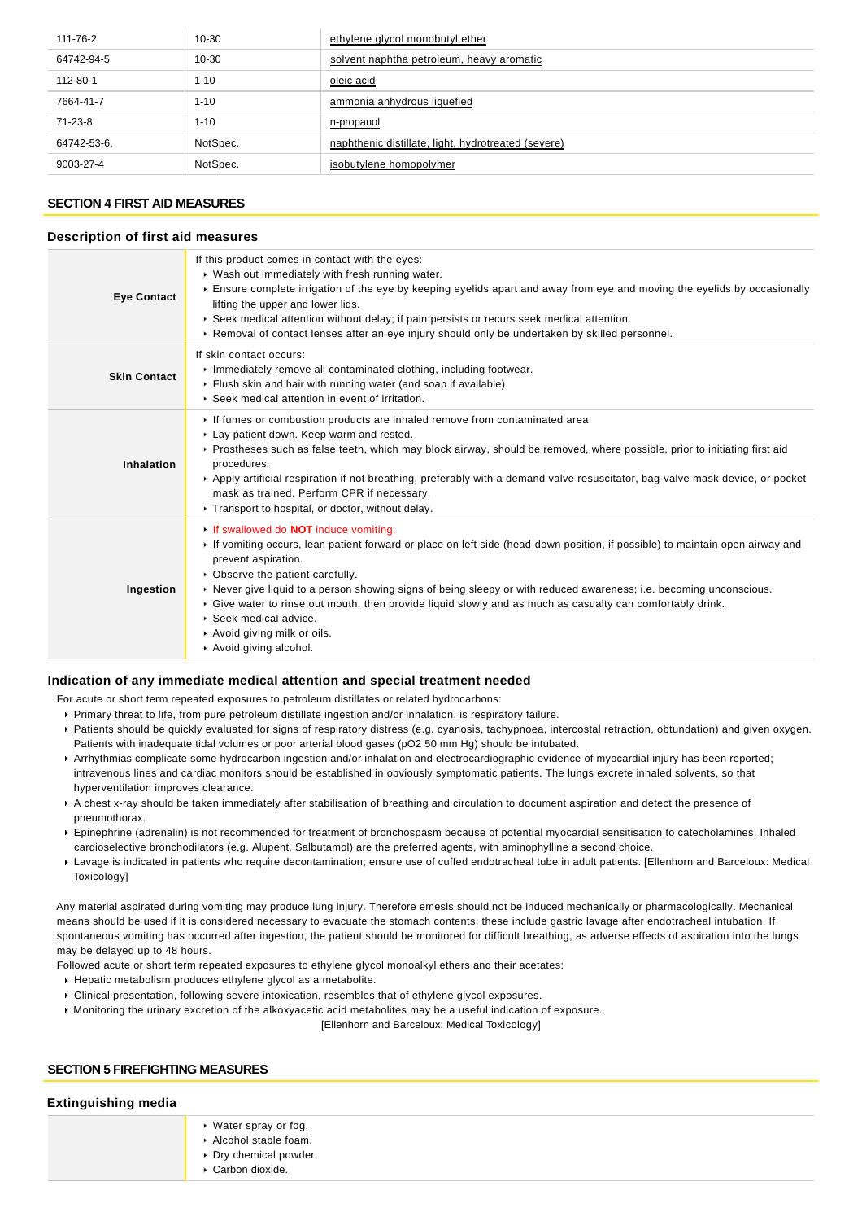| | | |
|---|---|---|
| 111-76-2 | 10-30 | ethylene glycol monobutyl ether |
| 64742-94-5 | 10-30 | solvent naphtha petroleum, heavy aromatic |
| 112-80-1 | 1-10 | oleic acid |
| 7664-41-7 | 1-10 | ammonia anhydrous liquefied |
| 71-23-8 | 1-10 | n-propanol |
| 64742-53-6. | NotSpec. | naphthenic distillate, light, hydrotreated (severe) |
| 9003-27-4 | NotSpec. | isobutylene homopolymer |

## SECTION 4 FIRST AID MEASURES

### Description of first aid measures

| | |
|---|---|
| **Eye Contact** | If this product comes in contact with the eyes:<br>▸ Wash out immediately with fresh running water.<br>▸ Ensure complete irrigation of the eye by keeping eyelids apart and away from eye and moving the eyelids by occasionally lifting the upper and lower lids.<br>▸ Seek medical attention without delay; if pain persists or recurs seek medical attention.<br>▸ Removal of contact lenses after an eye injury should only be undertaken by skilled personnel. |
| **Skin Contact** | If skin contact occurs:<br>▸ Immediately remove all contaminated clothing, including footwear.<br>▸ Flush skin and hair with running water (and soap if available).<br>▸ Seek medical attention in event of irritation. |
| **Inhalation** | ▸ If fumes or combustion products are inhaled remove from contaminated area.<br>▸ Lay patient down. Keep warm and rested.<br>▸ Prostheses such as false teeth, which may block airway, should be removed, where possible, prior to initiating first aid procedures.<br>▸ Apply artificial respiration if not breathing, preferably with a demand valve resuscitator, bag-valve mask device, or pocket mask as trained. Perform CPR if necessary.<br>▸ Transport to hospital, or doctor, without delay. |
| **Ingestion** | ▸ If swallowed do **NOT** induce vomiting.<br>▸ If vomiting occurs, lean patient forward or place on left side (head-down position, if possible) to maintain open airway and prevent aspiration.<br>▸ Observe the patient carefully.<br>▸ Never give liquid to a person showing signs of being sleepy or with reduced awareness; i.e. becoming unconscious.<br>▸ Give water to rinse out mouth, then provide liquid slowly and as much as casualty can comfortably drink.<br>▸ Seek medical advice.<br>▸ Avoid giving milk or oils.<br>▸ Avoid giving alcohol. |

### Indication of any immediate medical attention and special treatment needed

For acute or short term repeated exposures to petroleum distillates or related hydrocarbons:

- Primary threat to life, from pure petroleum distillate ingestion and/or inhalation, is respiratory failure.
- Patients should be quickly evaluated for signs of respiratory distress (e.g. cyanosis, tachypnoea, intercostal retraction, obtundation) and given oxygen. Patients with inadequate tidal volumes or poor arterial blood gases (pO2 50 mm Hg) should be intubated.
- Arrhythmias complicate some hydrocarbon ingestion and/or inhalation and electrocardiographic evidence of myocardial injury has been reported; intravenous lines and cardiac monitors should be established in obviously symptomatic patients. The lungs excrete inhaled solvents, so that hyperventilation improves clearance.
- A chest x-ray should be taken immediately after stabilisation of breathing and circulation to document aspiration and detect the presence of pneumothorax.
- Epinephrine (adrenalin) is not recommended for treatment of bronchospasm because of potential myocardial sensitisation to catecholamines. Inhaled cardioselective bronchodilators (e.g. Alupent, Salbutamol) are the preferred agents, with aminophylline a second choice.
- Lavage is indicated in patients who require decontamination; ensure use of cuffed endotracheal tube in adult patients. [Ellenhorn and Barceloux: Medical Toxicology]

Any material aspirated during vomiting may produce lung injury. Therefore emesis should not be induced mechanically or pharmacologically. Mechanical means should be used if it is considered necessary to evacuate the stomach contents; these include gastric lavage after endotracheal intubation. If spontaneous vomiting has occurred after ingestion, the patient should be monitored for difficult breathing, as adverse effects of aspiration into the lungs may be delayed up to 48 hours.

Followed acute or short term repeated exposures to ethylene glycol monoalkyl ethers and their acetates:

- Hepatic metabolism produces ethylene glycol as a metabolite.
- Clinical presentation, following severe intoxication, resembles that of ethylene glycol exposures.
- Monitoring the urinary excretion of the alkoxyacetic acid metabolites may be a useful indication of exposure.

[Ellenhorn and Barceloux: Medical Toxicology]

## SECTION 5 FIREFIGHTING MEASURES

### Extinguishing media

| | |
|---|---|
| | ▸ Water spray or fog.<br>▸ Alcohol stable foam.<br>▸ Dry chemical powder.<br>▸ Carbon dioxide. |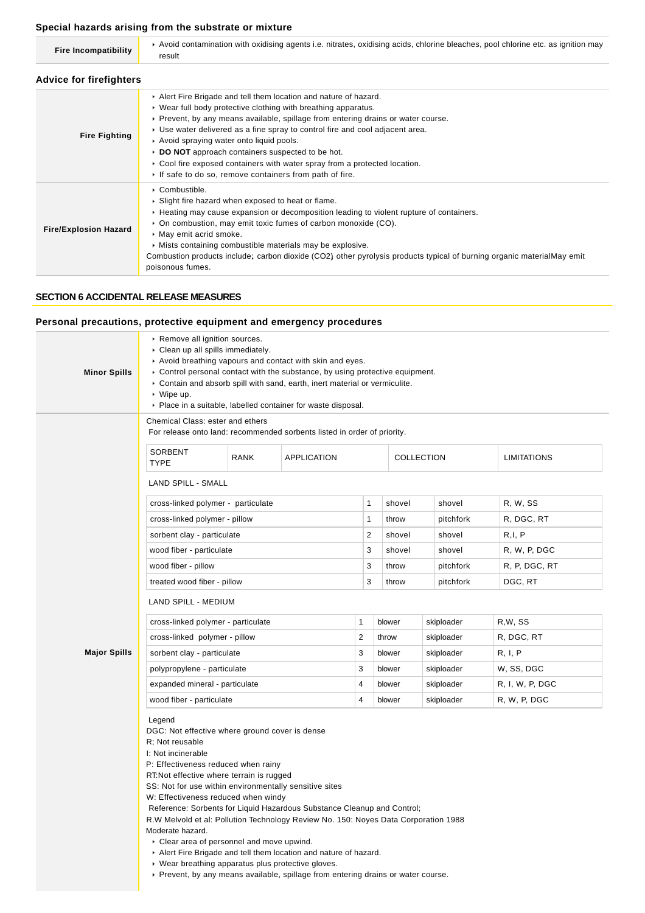### Special hazards arising from the substrate or mixture

| | |
|---|---|
| **Fire Incompatibility** | ▸ Avoid contamination with oxidising agents i.e. nitrates, oxidising acids, chlorine bleaches, pool chlorine etc. as ignition may result |

### Advice for firefighters

| | |
|---|---|
| **Fire Fighting** | ▸ Alert Fire Brigade and tell them location and nature of hazard.<br>▸ Wear full body protective clothing with breathing apparatus.<br>▸ Prevent, by any means available, spillage from entering drains or water course.<br>▸ Use water delivered as a fine spray to control fire and cool adjacent area.<br>▸ Avoid spraying water onto liquid pools.<br>▸ **DO NOT** approach containers suspected to be hot.<br>▸ Cool fire exposed containers with water spray from a protected location.<br>▸ If safe to do so, remove containers from path of fire. |
| **Fire/Explosion Hazard** | ▸ Combustible.<br>▸ Slight fire hazard when exposed to heat or flame.<br>▸ Heating may cause expansion or decomposition leading to violent rupture of containers.<br>▸ On combustion, may emit toxic fumes of carbon monoxide (CO).<br>▸ May emit acrid smoke.<br>▸ Mists containing combustible materials may be explosive.<br>Combustion products include; carbon dioxide ($CO_2$) other pyrolysis products typical of burning organic materialMay emit poisonous fumes. |

## SECTION 6 ACCIDENTAL RELEASE MEASURES

### Personal precautions, protective equipment and emergency procedures

**Minor Spills**

- Remove all ignition sources.
- Clean up all spills immediately.
- Avoid breathing vapours and contact with skin and eyes.
- Control personal contact with the substance, by using protective equipment.
- Contain and absorb spill with sand, earth, inert material or vermiculite.
- Wipe up.
- Place in a suitable, labelled container for waste disposal.

**Major Spills**

Chemical Class: ester and ethers
For release onto land: recommended sorbents listed in order of priority.

| SORBENT TYPE | RANK | APPLICATION | COLLECTION | LIMITATIONS |
|---|---|---|---|---|
| **LAND SPILL - SMALL** | | | | |
| cross-linked polymer - particulate | 1 | shovel | shovel | R, W, SS |
| cross-linked polymer - pillow | 1 | throw | pitchfork | R, DGC, RT |
| sorbent clay - particulate | 2 | shovel | shovel | R,I, P |
| wood fiber - particulate | 3 | shovel | shovel | R, W, P, DGC |
| wood fiber - pillow | 3 | throw | pitchfork | R, P, DGC, RT |
| treated wood fiber - pillow | 3 | throw | pitchfork | DGC, RT |
| **LAND SPILL - MEDIUM** | | | | |
| cross-linked polymer - particulate | 1 | blower | skiploader | R,W, SS |
| cross-linked polymer - pillow | 2 | throw | skiploader | R, DGC, RT |
| sorbent clay - particulate | 3 | blower | skiploader | R, I, P |
| polypropylene - particulate | 3 | blower | skiploader | W, SS, DGC |
| expanded mineral - particulate | 4 | blower | skiploader | R, I, W, P, DGC |
| wood fiber - particulate | 4 | blower | skiploader | R, W, P, DGC |

Legend
DGC: Not effective where ground cover is dense
R; Not reusable
I: Not incinerable
P: Effectiveness reduced when rainy
RT:Not effective where terrain is rugged
SS: Not for use within environmentally sensitive sites
W: Effectiveness reduced when windy
Reference: Sorbents for Liquid Hazardous Substance Cleanup and Control;
R.W Melvold et al: Pollution Technology Review No. 150: Noyes Data Corporation 1988
Moderate hazard.

- Clear area of personnel and move upwind.
- Alert Fire Brigade and tell them location and nature of hazard.
- Wear breathing apparatus plus protective gloves.
- Prevent, by any means available, spillage from entering drains or water course.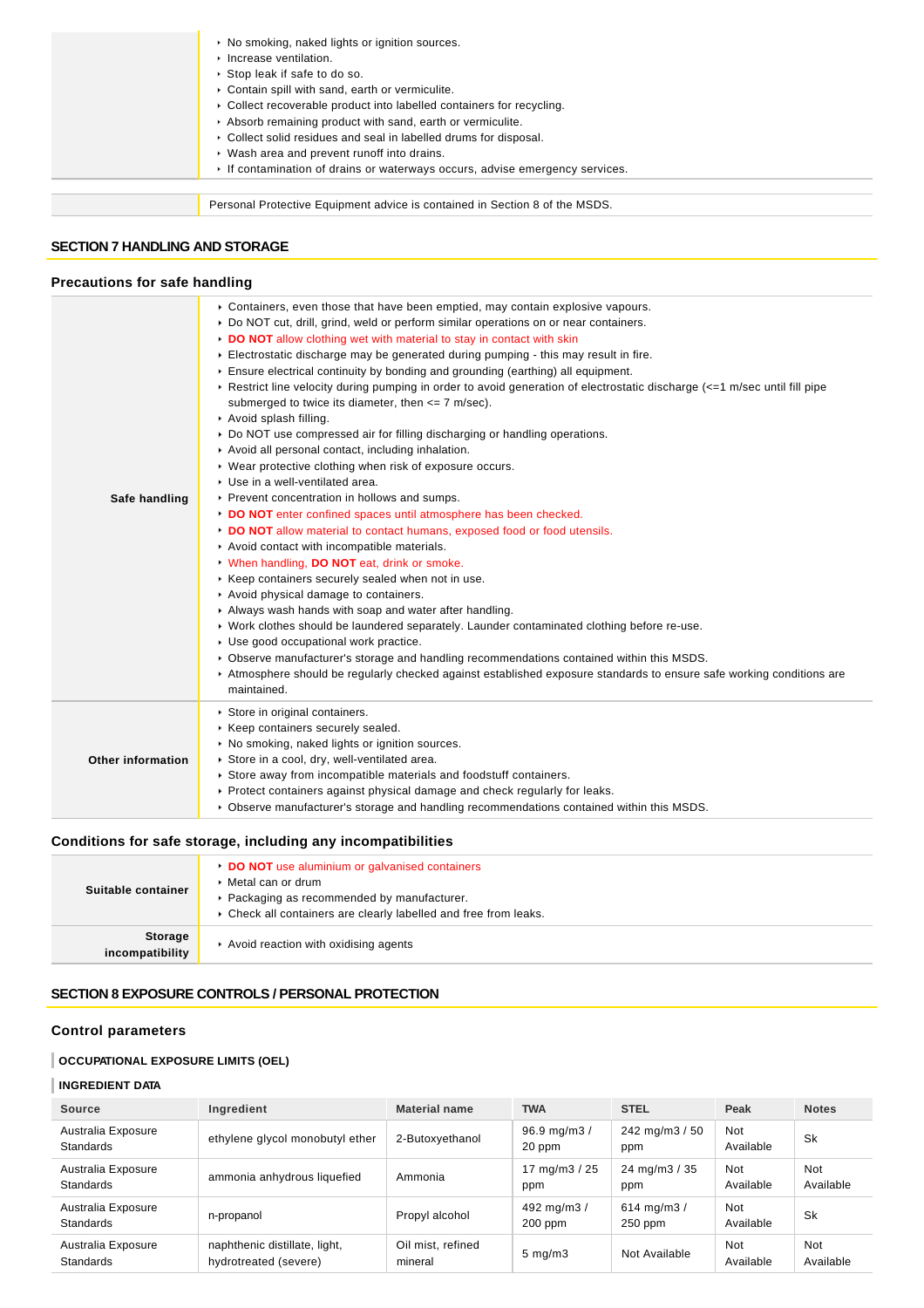| | |
|---|---|
| | - No smoking, naked lights or ignition sources.<br>- Increase ventilation.<br>- Stop leak if safe to do so.<br>- Contain spill with sand, earth or vermiculite.<br>- Collect recoverable product into labelled containers for recycling.<br>- Absorb remaining product with sand, earth or vermiculite.<br>- Collect solid residues and seal in labelled drums for disposal.<br>- Wash area and prevent runoff into drains.<br>- If contamination of drains or waterways occurs, advise emergency services. |

| | |
|---|---|
| | Personal Protective Equipment advice is contained in Section 8 of the MSDS. |

## SECTION 7 HANDLING AND STORAGE

### Precautions for safe handling

| | |
|---|---|
| **Safe handling** | - Containers, even those that have been emptied, may contain explosive vapours.<br>- Do NOT cut, drill, grind, weld or perform similar operations on or near containers.<br>- **DO NOT** allow clothing wet with material to stay in contact with skin<br>- Electrostatic discharge may be generated during pumping - this may result in fire.<br>- Ensure electrical continuity by bonding and grounding (earthing) all equipment.<br>- Restrict line velocity during pumping in order to avoid generation of electrostatic discharge (<=1 m/sec until fill pipe submerged to twice its diameter, then <= 7 m/sec).<br>- Avoid splash filling.<br>- Do NOT use compressed air for filling discharging or handling operations.<br>- Avoid all personal contact, including inhalation.<br>- Wear protective clothing when risk of exposure occurs.<br>- Use in a well-ventilated area.<br>- Prevent concentration in hollows and sumps.<br>- **DO NOT** enter confined spaces until atmosphere has been checked.<br>- **DO NOT** allow material to contact humans, exposed food or food utensils.<br>- Avoid contact with incompatible materials.<br>- When handling, **DO NOT** eat, drink or smoke.<br>- Keep containers securely sealed when not in use.<br>- Avoid physical damage to containers.<br>- Always wash hands with soap and water after handling.<br>- Work clothes should be laundered separately. Launder contaminated clothing before re-use.<br>- Use good occupational work practice.<br>- Observe manufacturer's storage and handling recommendations contained within this MSDS.<br>- Atmosphere should be regularly checked against established exposure standards to ensure safe working conditions are maintained. |
| **Other information** | - Store in original containers.<br>- Keep containers securely sealed.<br>- No smoking, naked lights or ignition sources.<br>- Store in a cool, dry, well-ventilated area.<br>- Store away from incompatible materials and foodstuff containers.<br>- Protect containers against physical damage and check regularly for leaks.<br>- Observe manufacturer's storage and handling recommendations contained within this MSDS. |

### Conditions for safe storage, including any incompatibilities

| | |
|---|---|
| **Suitable container** | - **DO NOT** use aluminium or galvanised containers<br>- Metal can or drum<br>- Packaging as recommended by manufacturer.<br>- Check all containers are clearly labelled and free from leaks. |
| **Storage incompatibility** | - Avoid reaction with oxidising agents |

## SECTION 8 EXPOSURE CONTROLS / PERSONAL PROTECTION

### Control parameters

**OCCUPATIONAL EXPOSURE LIMITS (OEL)**

**INGREDIENT DATA**

| Source | Ingredient | Material name | TWA | STEL | Peak | Notes |
|---|---|---|---|---|---|---|
| Australia Exposure Standards | ethylene glycol monobutyl ether | 2-Butoxyethanol | 96.9 mg/m3 / 20 ppm | 242 mg/m3 / 50 ppm | Not Available | Sk |
| Australia Exposure Standards | ammonia anhydrous liquefied | Ammonia | 17 mg/m3 / 25 ppm | 24 mg/m3 / 35 ppm | Not Available | Not Available |
| Australia Exposure Standards | n-propanol | Propyl alcohol | 492 mg/m3 / 200 ppm | 614 mg/m3 / 250 ppm | Not Available | Sk |
| Australia Exposure Standards | naphthenic distillate, light, hydrotreated (severe) | Oil mist, refined mineral | 5 mg/m3 | Not Available | Not Available | Not Available |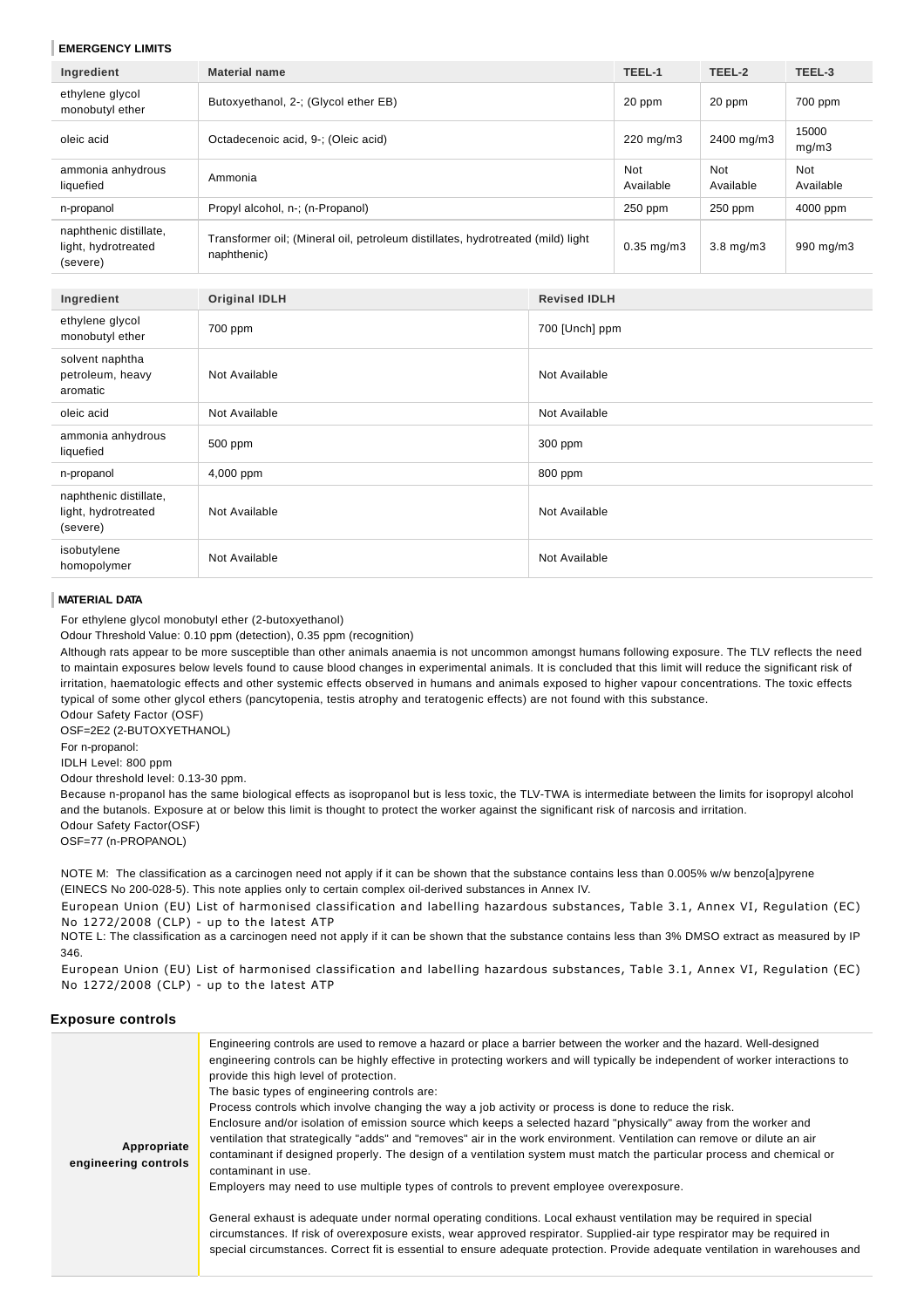### EMERGENCY LIMITS

| Ingredient | Material name | TEEL-1 | TEEL-2 | TEEL-3 |
|---|---|---|---|---|
| ethylene glycol monobutyl ether | Butoxyethanol, 2-; (Glycol ether EB) | 20 ppm | 20 ppm | 700 ppm |
| oleic acid | Octadecenoic acid, 9-; (Oleic acid) | 220 mg/m3 | 2400 mg/m3 | 15000 mg/m3 |
| ammonia anhydrous liquefied | Ammonia | Not Available | Not Available | Not Available |
| n-propanol | Propyl alcohol, n-; (n-Propanol) | 250 ppm | 250 ppm | 4000 ppm |
| naphthenic distillate, light, hydrotreated (severe) | Transformer oil; (Mineral oil, petroleum distillates, hydrotreated (mild) light naphthenic) | 0.35 mg/m3 | 3.8 mg/m3 | 990 mg/m3 |

| Ingredient | Original IDLH | Revised IDLH |
|---|---|---|
| ethylene glycol monobutyl ether | 700 ppm | 700 [Unch] ppm |
| solvent naphtha petroleum, heavy aromatic | Not Available | Not Available |
| oleic acid | Not Available | Not Available |
| ammonia anhydrous liquefied | 500 ppm | 300 ppm |
| n-propanol | 4,000 ppm | 800 ppm |
| naphthenic distillate, light, hydrotreated (severe) | Not Available | Not Available |
| isobutylene homopolymer | Not Available | Not Available |

### MATERIAL DATA

For ethylene glycol monobutyl ether (2-butoxyethanol)
Odour Threshold Value: 0.10 ppm (detection), 0.35 ppm (recognition)
Although rats appear to be more susceptible than other animals anaemia is not uncommon amongst humans following exposure. The TLV reflects the need to maintain exposures below levels found to cause blood changes in experimental animals. It is concluded that this limit will reduce the significant risk of irritation, haematologic effects and other systemic effects observed in humans and animals exposed to higher vapour concentrations. The toxic effects typical of some other glycol ethers (pancytopenia, testis atrophy and teratogenic effects) are not found with this substance.
Odour Safety Factor (OSF)
OSF=2E2 (2-BUTOXYETHANOL)
For n-propanol:
IDLH Level: 800 ppm
Odour threshold level: 0.13-30 ppm.
Because n-propanol has the same biological effects as isopropanol but is less toxic, the TLV-TWA is intermediate between the limits for isopropyl alcohol and the butanols. Exposure at or below this limit is thought to protect the worker against the significant risk of narcosis and irritation.
Odour Safety Factor(OSF)
OSF=77 (n-PROPANOL)

NOTE M: The classification as a carcinogen need not apply if it can be shown that the substance contains less than 0.005% w/w benzo[a]pyrene (EINECS No 200-028-5). This note applies only to certain complex oil-derived substances in Annex IV.
European Union (EU) List of harmonised classification and labelling hazardous substances, Table 3.1, Annex VI, Regulation (EC) No 1272/2008 (CLP) - up to the latest ATP
NOTE L: The classification as a carcinogen need not apply if it can be shown that the substance contains less than 3% DMSO extract as measured by IP 346.
European Union (EU) List of harmonised classification and labelling hazardous substances, Table 3.1, Annex VI, Regulation (EC) No 1272/2008 (CLP) - up to the latest ATP

## Exposure controls

| | |
|---|---|
| **Appropriate engineering controls** | Engineering controls are used to remove a hazard or place a barrier between the worker and the hazard. Well-designed engineering controls can be highly effective in protecting workers and will typically be independent of worker interactions to provide this high level of protection.<br>The basic types of engineering controls are:<br>Process controls which involve changing the way a job activity or process is done to reduce the risk.<br>Enclosure and/or isolation of emission source which keeps a selected hazard "physically" away from the worker and ventilation that strategically "adds" and "removes" air in the work environment. Ventilation can remove or dilute an air contaminant if designed properly. The design of a ventilation system must match the particular process and chemical or contaminant in use.<br>Employers may need to use multiple types of controls to prevent employee overexposure.<br><br>General exhaust is adequate under normal operating conditions. Local exhaust ventilation may be required in special circumstances. If risk of overexposure exists, wear approved respirator. Supplied-air type respirator may be required in special circumstances. Correct fit is essential to ensure adequate protection. Provide adequate ventilation in warehouses and |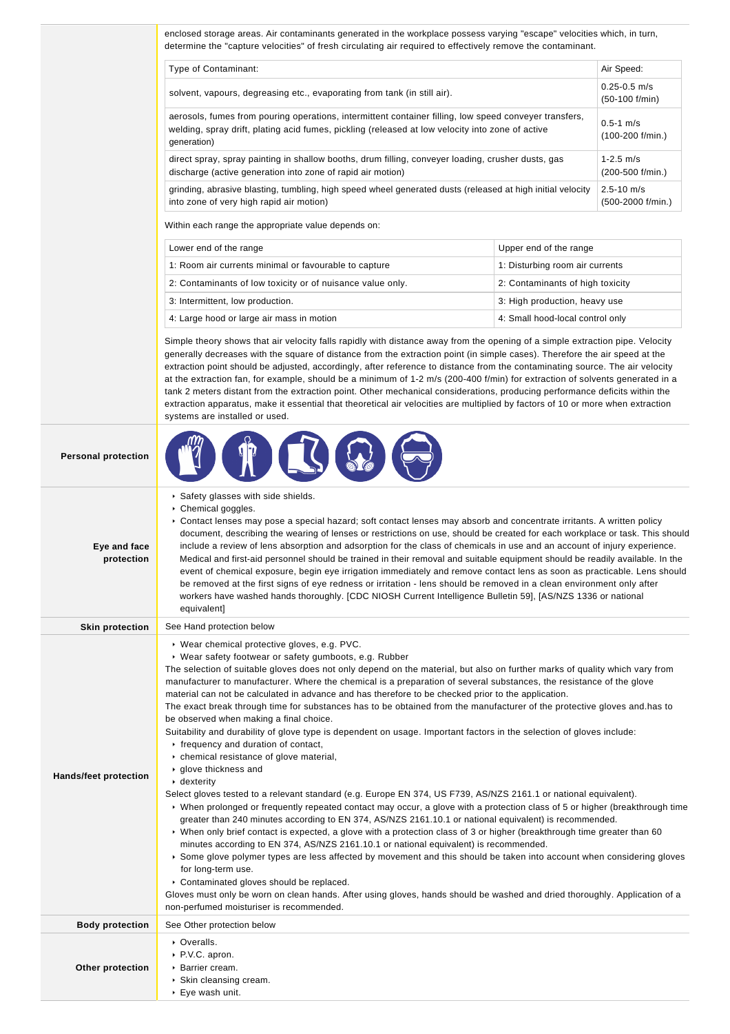enclosed storage areas. Air contaminants generated in the workplace possess varying "escape" velocities which, in turn, determine the "capture velocities" of fresh circulating air required to effectively remove the contaminant.

| Type of Contaminant: | Air Speed: |
|---|---|
| solvent, vapours, degreasing etc., evaporating from tank (in still air). | 0.25-0.5 m/s (50-100 f/min) |
| aerosols, fumes from pouring operations, intermittent container filling, low speed conveyer transfers, welding, spray drift, plating acid fumes, pickling (released at low velocity into zone of active generation) | 0.5-1 m/s (100-200 f/min.) |
| direct spray, spray painting in shallow booths, drum filling, conveyer loading, crusher dusts, gas discharge (active generation into zone of rapid air motion) | 1-2.5 m/s (200-500 f/min.) |
| grinding, abrasive blasting, tumbling, high speed wheel generated dusts (released at high initial velocity into zone of very high rapid air motion) | 2.5-10 m/s (500-2000 f/min.) |

Within each range the appropriate value depends on:

| Lower end of the range | Upper end of the range |
|---|---|
| 1: Room air currents minimal or favourable to capture | 1: Disturbing room air currents |
| 2: Contaminants of low toxicity or of nuisance value only. | 2: Contaminants of high toxicity |
| 3: Intermittent, low production. | 3: High production, heavy use |
| 4: Large hood or large air mass in motion | 4: Small hood-local control only |

Simple theory shows that air velocity falls rapidly with distance away from the opening of a simple extraction pipe. Velocity generally decreases with the square of distance from the extraction point (in simple cases). Therefore the air speed at the extraction point should be adjusted, accordingly, after reference to distance from the contaminating source. The air velocity at the extraction fan, for example, should be a minimum of 1-2 m/s (200-400 f/min) for extraction of solvents generated in a tank 2 meters distant from the extraction point. Other mechanical considerations, producing performance deficits within the extraction apparatus, make it essential that theoretical air velocities are multiplied by factors of 10 or more when extraction systems are installed or used.

**Personal protection**

**Eye and face protection**

- Safety glasses with side shields.
- Chemical goggles.
- Contact lenses may pose a special hazard; soft contact lenses may absorb and concentrate irritants. A written policy document, describing the wearing of lenses or restrictions on use, should be created for each workplace or task. This should include a review of lens absorption and adsorption for the class of chemicals in use and an account of injury experience. Medical and first-aid personnel should be trained in their removal and suitable equipment should be readily available. In the event of chemical exposure, begin eye irrigation immediately and remove contact lens as soon as practicable. Lens should be removed at the first signs of eye redness or irritation - lens should be removed in a clean environment only after workers have washed hands thoroughly. [CDC NIOSH Current Intelligence Bulletin 59], [AS/NZS 1336 or national equivalent]

**Skin protection**

See Hand protection below

**Hands/feet protection**

- Wear chemical protective gloves, e.g. PVC.
- Wear safety footwear or safety gumboots, e.g. Rubber

The selection of suitable gloves does not only depend on the material, but also on further marks of quality which vary from manufacturer to manufacturer. Where the chemical is a preparation of several substances, the resistance of the glove material can not be calculated in advance and has therefore to be checked prior to the application.
The exact break through time for substances has to be obtained from the manufacturer of the protective gloves and.has to be observed when making a final choice.
Suitability and durability of glove type is dependent on usage. Important factors in the selection of gloves include:

- frequency and duration of contact,
- chemical resistance of glove material,
- glove thickness and
- dexterity

Select gloves tested to a relevant standard (e.g. Europe EN 374, US F739, AS/NZS 2161.1 or national equivalent).

- When prolonged or frequently repeated contact may occur, a glove with a protection class of 5 or higher (breakthrough time greater than 240 minutes according to EN 374, AS/NZS 2161.10.1 or national equivalent) is recommended.
- When only brief contact is expected, a glove with a protection class of 3 or higher (breakthrough time greater than 60 minutes according to EN 374, AS/NZS 2161.10.1 or national equivalent) is recommended.
- Some glove polymer types are less affected by movement and this should be taken into account when considering gloves for long-term use.
- Contaminated gloves should be replaced.

Gloves must only be worn on clean hands. After using gloves, hands should be washed and dried thoroughly. Application of a non-perfumed moisturiser is recommended.

**Body protection**

See Other protection below

**Other protection**

- Overalls.
- P.V.C. apron.
- Barrier cream.
- Skin cleansing cream.
- Eye wash unit.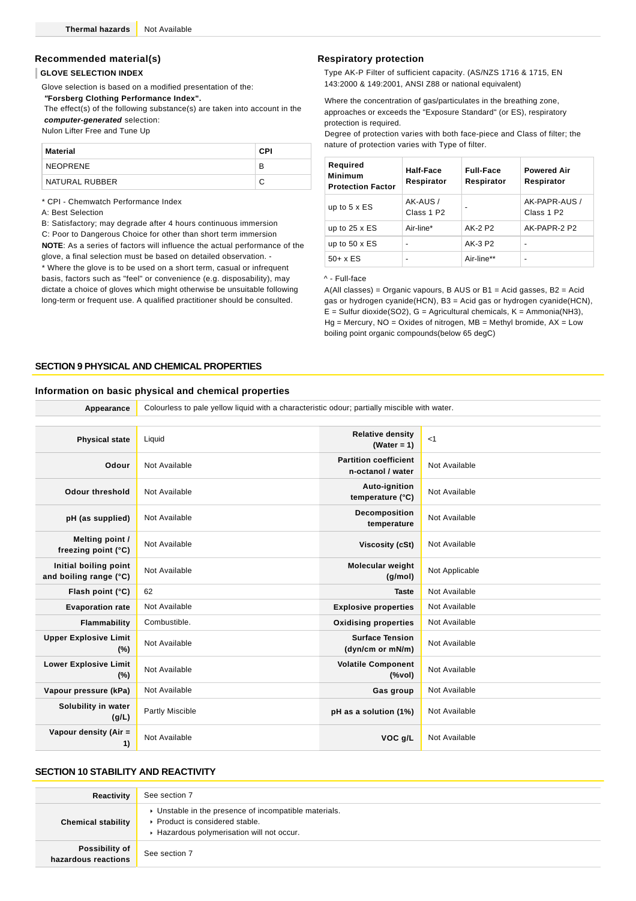| Thermal hazards | Not Available |
|---|---|

### Recommended material(s)

**GLOVE SELECTION INDEX**

Glove selection is based on a modified presentation of the:
***"Forsberg Clothing Performance Index".***
The effect(s) of the following substance(s) are taken into account in the ***computer-generated*** selection:
Nulon Lifter Free and Tune Up

| Material | CPI |
|---|---|
| NEOPRENE | B |
| NATURAL RUBBER | C |

* CPI - Chemwatch Performance Index
A: Best Selection
B: Satisfactory; may degrade after 4 hours continuous immersion
C: Poor to Dangerous Choice for other than short term immersion
**NOTE**: As a series of factors will influence the actual performance of the glove, a final selection must be based on detailed observation. -
* Where the glove is to be used on a short term, casual or infrequent basis, factors such as "feel" or convenience (e.g. disposability), may dictate a choice of gloves which might otherwise be unsuitable following long-term or frequent use. A qualified practitioner should be consulted.

### Respiratory protection

Type AK-P Filter of sufficient capacity. (AS/NZS 1716 & 1715, EN 143:2000 & 149:2001, ANSI Z88 or national equivalent)

Where the concentration of gas/particulates in the breathing zone, approaches or exceeds the "Exposure Standard" (or ES), respiratory protection is required.
Degree of protection varies with both face-piece and Class of filter; the nature of protection varies with Type of filter.

| Required Minimum Protection Factor | Half-Face Respirator | Full-Face Respirator | Powered Air Respirator |
|---|---|---|---|
| up to 5 x ES | AK-AUS / Class 1 P2 | - | AK-PAPR-AUS / Class 1 P2 |
| up to 25 x ES | Air-line* | AK-2 P2 | AK-PAPR-2 P2 |
| up to 50 x ES | - | AK-3 P2 | - |
| 50+ x ES | - | Air-line** | - |

^ - Full-face
A(All classes) = Organic vapours, B AUS or B1 = Acid gasses, B2 = Acid gas or hydrogen cyanide(HCN), B3 = Acid gas or hydrogen cyanide(HCN), E = Sulfur dioxide(SO2), G = Agricultural chemicals, K = Ammonia(NH3), Hg = Mercury, NO = Oxides of nitrogen, MB = Methyl bromide, AX = Low boiling point organic compounds(below 65 degC)

## SECTION 9 PHYSICAL AND CHEMICAL PROPERTIES

### Information on basic physical and chemical properties

| Appearance | Colourless to pale yellow liquid with a characteristic odour; partially miscible with water. |
|---|---|

| Property | Value | Property | Value |
|---|---|---|---|
| Physical state | Liquid | Relative density (Water = 1) | <1 |
| Odour | Not Available | Partition coefficient n-octanol / water | Not Available |
| Odour threshold | Not Available | Auto-ignition temperature (°C) | Not Available |
| pH (as supplied) | Not Available | Decomposition temperature | Not Available |
| Melting point / freezing point (°C) | Not Available | Viscosity (cSt) | Not Available |
| Initial boiling point and boiling range (°C) | Not Available | Molecular weight (g/mol) | Not Applicable |
| Flash point (°C) | 62 | Taste | Not Available |
| Evaporation rate | Not Available | Explosive properties | Not Available |
| Flammability | Combustible. | Oxidising properties | Not Available |
| Upper Explosive Limit (%) | Not Available | Surface Tension (dyn/cm or mN/m) | Not Available |
| Lower Explosive Limit (%) | Not Available | Volatile Component (%vol) | Not Available |
| Vapour pressure (kPa) | Not Available | Gas group | Not Available |
| Solubility in water (g/L) | Partly Miscible | pH as a solution (1%) | Not Available |
| Vapour density (Air = 1) | Not Available | VOC g/L | Not Available |

## SECTION 10 STABILITY AND REACTIVITY

| Reactivity | See section 7 |
|---|---|
| Chemical stability | ‣ Unstable in the presence of incompatible materials.<br>‣ Product is considered stable.<br>‣ Hazardous polymerisation will not occur. |
| Possibility of hazardous reactions | See section 7 |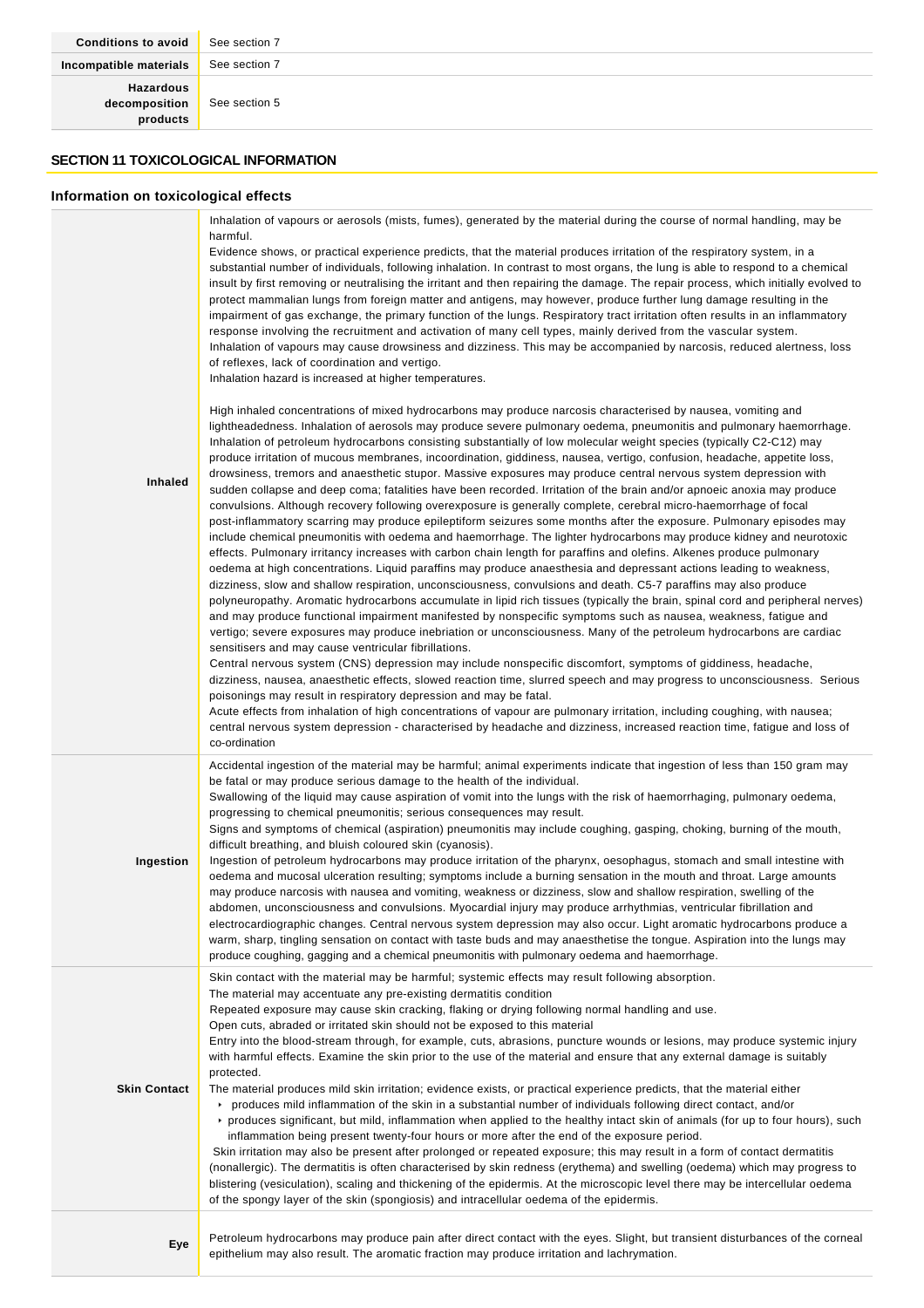| | |
|---|---|
| **Conditions to avoid** | See section 7 |
| **Incompatible materials** | See section 7 |
| **Hazardous decomposition products** | See section 5 |

## SECTION 11 TOXICOLOGICAL INFORMATION

### Information on toxicological effects

| | |
|---|---|
| **Inhaled** | Inhalation of vapours or aerosols (mists, fumes), generated by the material during the course of normal handling, may be harmful.<br>Evidence shows, or practical experience predicts, that the material produces irritation of the respiratory system, in a substantial number of individuals, following inhalation. In contrast to most organs, the lung is able to respond to a chemical insult by first removing or neutralising the irritant and then repairing the damage. The repair process, which initially evolved to protect mammalian lungs from foreign matter and antigens, may however, produce further lung damage resulting in the impairment of gas exchange, the primary function of the lungs. Respiratory tract irritation often results in an inflammatory response involving the recruitment and activation of many cell types, mainly derived from the vascular system.<br>Inhalation of vapours may cause drowsiness and dizziness. This may be accompanied by narcosis, reduced alertness, loss of reflexes, lack of coordination and vertigo.<br>Inhalation hazard is increased at higher temperatures.<br><br>High inhaled concentrations of mixed hydrocarbons may produce narcosis characterised by nausea, vomiting and lightheadedness. Inhalation of aerosols may produce severe pulmonary oedema, pneumonitis and pulmonary haemorrhage. Inhalation of petroleum hydrocarbons consisting substantially of low molecular weight species (typically C2-C12) may produce irritation of mucous membranes, incoordination, giddiness, nausea, vertigo, confusion, headache, appetite loss, drowsiness, tremors and anaesthetic stupor. Massive exposures may produce central nervous system depression with sudden collapse and deep coma; fatalities have been recorded. Irritation of the brain and/or apnoeic anoxia may produce convulsions. Although recovery following overexposure is generally complete, cerebral micro-haemorrhage of focal post-inflammatory scarring may produce epileptiform seizures some months after the exposure. Pulmonary episodes may include chemical pneumonitis with oedema and haemorrhage. The lighter hydrocarbons may produce kidney and neurotoxic effects. Pulmonary irritancy increases with carbon chain length for paraffins and olefins. Alkenes produce pulmonary oedema at high concentrations. Liquid paraffins may produce anaesthesia and depressant actions leading to weakness, dizziness, slow and shallow respiration, unconsciousness, convulsions and death. C5-7 paraffins may also produce polyneuropathy. Aromatic hydrocarbons accumulate in lipid rich tissues (typically the brain, spinal cord and peripheral nerves) and may produce functional impairment manifested by nonspecific symptoms such as nausea, weakness, fatigue and vertigo; severe exposures may produce inebriation or unconsciousness. Many of the petroleum hydrocarbons are cardiac sensitisers and may cause ventricular fibrillations.<br>Central nervous system (CNS) depression may include nonspecific discomfort, symptoms of giddiness, headache, dizziness, nausea, anaesthetic effects, slowed reaction time, slurred speech and may progress to unconsciousness. Serious poisonings may result in respiratory depression and may be fatal.<br>Acute effects from inhalation of high concentrations of vapour are pulmonary irritation, including coughing, with nausea; central nervous system depression - characterised by headache and dizziness, increased reaction time, fatigue and loss of co-ordination |
| **Ingestion** | Accidental ingestion of the material may be harmful; animal experiments indicate that ingestion of less than 150 gram may be fatal or may produce serious damage to the health of the individual.<br>Swallowing of the liquid may cause aspiration of vomit into the lungs with the risk of haemorrhaging, pulmonary oedema, progressing to chemical pneumonitis; serious consequences may result.<br>Signs and symptoms of chemical (aspiration) pneumonitis may include coughing, gasping, choking, burning of the mouth, difficult breathing, and bluish coloured skin (cyanosis).<br>Ingestion of petroleum hydrocarbons may produce irritation of the pharynx, oesophagus, stomach and small intestine with oedema and mucosal ulceration resulting; symptoms include a burning sensation in the mouth and throat. Large amounts may produce narcosis with nausea and vomiting, weakness or dizziness, slow and shallow respiration, swelling of the abdomen, unconsciousness and convulsions. Myocardial injury may produce arrhythmias, ventricular fibrillation and electrocardiographic changes. Central nervous system depression may also occur. Light aromatic hydrocarbons produce a warm, sharp, tingling sensation on contact with taste buds and may anaesthetise the tongue. Aspiration into the lungs may produce coughing, gagging and a chemical pneumonitis with pulmonary oedema and haemorrhage. |
| **Skin Contact** | Skin contact with the material may be harmful; systemic effects may result following absorption.<br>The material may accentuate any pre-existing dermatitis condition<br>Repeated exposure may cause skin cracking, flaking or drying following normal handling and use.<br>Open cuts, abraded or irritated skin should not be exposed to this material<br>Entry into the blood-stream through, for example, cuts, abrasions, puncture wounds or lesions, may produce systemic injury with harmful effects. Examine the skin prior to the use of the material and ensure that any external damage is suitably protected.<br>The material produces mild skin irritation; evidence exists, or practical experience predicts, that the material either<br>▸ produces mild inflammation of the skin in a substantial number of individuals following direct contact, and/or<br>▸ produces significant, but mild, inflammation when applied to the healthy intact skin of animals (for up to four hours), such inflammation being present twenty-four hours or more after the end of the exposure period.<br>Skin irritation may also be present after prolonged or repeated exposure; this may result in a form of contact dermatitis (nonallergic). The dermatitis is often characterised by skin redness (erythema) and swelling (oedema) which may progress to blistering (vesiculation), scaling and thickening of the epidermis. At the microscopic level there may be intercellular oedema of the spongy layer of the skin (spongiosis) and intracellular oedema of the epidermis. |
| **Eye** | Petroleum hydrocarbons may produce pain after direct contact with the eyes. Slight, but transient disturbances of the corneal epithelium may also result. The aromatic fraction may produce irritation and lachrymation. |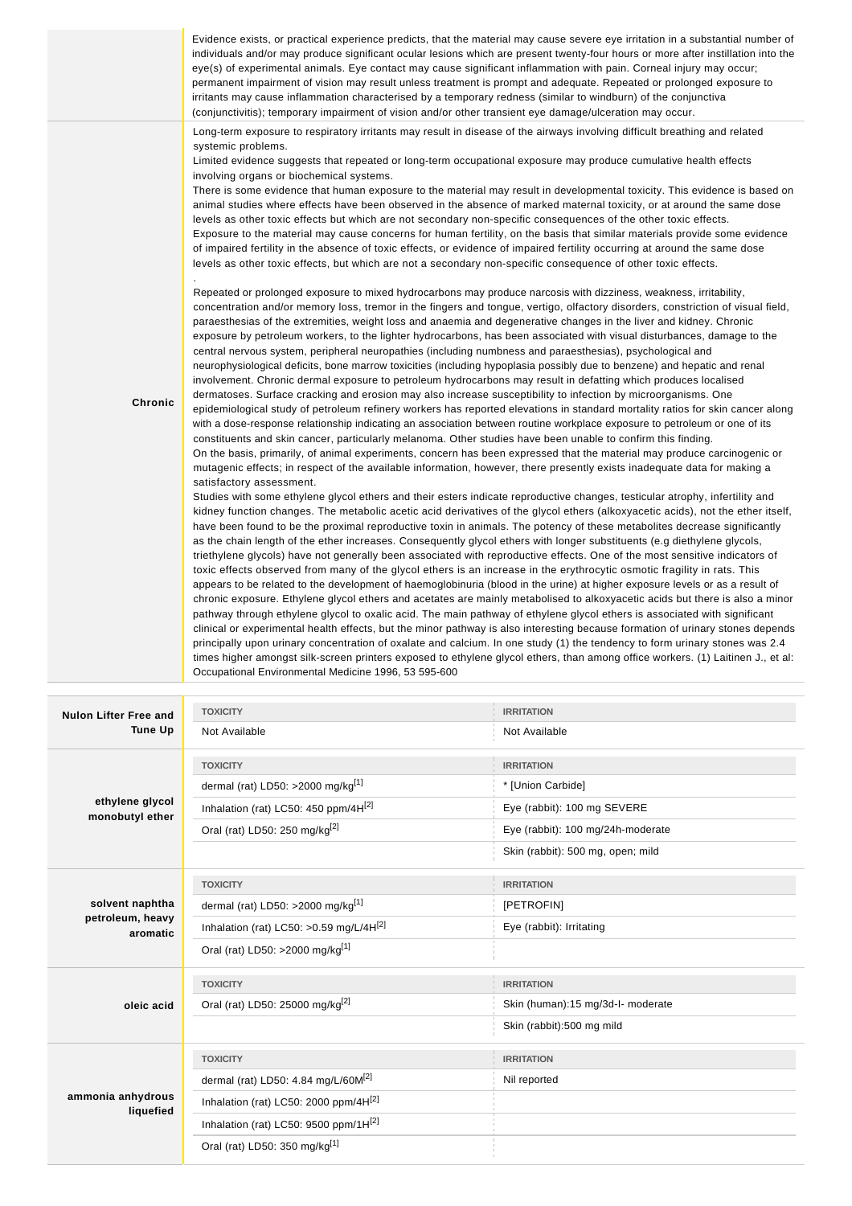| | |
|---|---|
| | Evidence exists, or practical experience predicts, that the material may cause severe eye irritation in a substantial number of individuals and/or may produce significant ocular lesions which are present twenty-four hours or more after instillation into the eye(s) of experimental animals. Eye contact may cause significant inflammation with pain. Corneal injury may occur; permanent impairment of vision may result unless treatment is prompt and adequate. Repeated or prolonged exposure to irritants may cause inflammation characterised by a temporary redness (similar to windburn) of the conjunctiva (conjunctivitis); temporary impairment of vision and/or other transient eye damage/ulceration may occur. |
| **Chronic** | Long-term exposure to respiratory irritants may result in disease of the airways involving difficult breathing and related systemic problems.<br>Limited evidence suggests that repeated or long-term occupational exposure may produce cumulative health effects involving organs or biochemical systems.<br>There is some evidence that human exposure to the material may result in developmental toxicity. This evidence is based on animal studies where effects have been observed in the absence of marked maternal toxicity, or at around the same dose levels as other toxic effects but which are not secondary non-specific consequences of the other toxic effects.<br>Exposure to the material may cause concerns for human fertility, on the basis that similar materials provide some evidence of impaired fertility in the absence of toxic effects, or evidence of impaired fertility occurring at around the same dose levels as other toxic effects, but which are not a secondary non-specific consequence of other toxic effects.<br>.<br>Repeated or prolonged exposure to mixed hydrocarbons may produce narcosis with dizziness, weakness, irritability, concentration and/or memory loss, tremor in the fingers and tongue, vertigo, olfactory disorders, constriction of visual field, paraesthesias of the extremities, weight loss and anaemia and degenerative changes in the liver and kidney. Chronic exposure by petroleum workers, to the lighter hydrocarbons, has been associated with visual disturbances, damage to the central nervous system, peripheral neuropathies (including numbness and paraesthesias), psychological and neurophysiological deficits, bone marrow toxicities (including hypoplasia possibly due to benzene) and hepatic and renal involvement. Chronic dermal exposure to petroleum hydrocarbons may result in defatting which produces localised dermatoses. Surface cracking and erosion may also increase susceptibility to infection by microorganisms. One epidemiological study of petroleum refinery workers has reported elevations in standard mortality ratios for skin cancer along with a dose-response relationship indicating an association between routine workplace exposure to petroleum or one of its constituents and skin cancer, particularly melanoma. Other studies have been unable to confirm this finding.<br>On the basis, primarily, of animal experiments, concern has been expressed that the material may produce carcinogenic or mutagenic effects; in respect of the available information, however, there presently exists inadequate data for making a satisfactory assessment.<br>Studies with some ethylene glycol ethers and their esters indicate reproductive changes, testicular atrophy, infertility and kidney function changes. The metabolic acetic acid derivatives of the glycol ethers (alkoxyacetic acids), not the ether itself, have been found to be the proximal reproductive toxin in animals. The potency of these metabolites decrease significantly as the chain length of the ether increases. Consequently glycol ethers with longer substituents (e.g diethylene glycols, triethylene glycols) have not generally been associated with reproductive effects. One of the most sensitive indicators of toxic effects observed from many of the glycol ethers is an increase in the erythrocytic osmotic fragility in rats. This appears to be related to the development of haemoglobinuria (blood in the urine) at higher exposure levels or as a result of chronic exposure. Ethylene glycol ethers and acetates are mainly metabolised to alkoxyacetic acids but there is also a minor pathway through ethylene glycol to oxalic acid. The main pathway of ethylene glycol ethers is associated with significant clinical or experimental health effects, but the minor pathway is also interesting because formation of urinary stones depends principally upon urinary concentration of oxalate and calcium. In one study (1) the tendency to form urinary stones was 2.4 times higher amongst silk-screen printers exposed to ethylene glycol ethers, than among office workers. (1) Laitinen J., et al: Occupational Environmental Medicine 1996, 53 595-600 |

| | TOXICITY | IRRITATION |
|---|---|---|
| **Nulon Lifter Free and Tune Up** | Not Available | Not Available |

| | TOXICITY | IRRITATION |
|---|---|---|
| **ethylene glycol monobutyl ether** | dermal (rat) LD50: >2000 mg/kg[1] | * [Union Carbide] |
| | Inhalation (rat) LC50: 450 ppm/4H[2] | Eye (rabbit): 100 mg SEVERE |
| | Oral (rat) LD50: 250 mg/kg[2] | Eye (rabbit): 100 mg/24h-moderate |
| | | Skin (rabbit): 500 mg, open; mild |

| | TOXICITY | IRRITATION |
|---|---|---|
| **solvent naphtha petroleum, heavy aromatic** | dermal (rat) LD50: >2000 mg/kg[1] | [PETROFIN] |
| | Inhalation (rat) LC50: >0.59 mg/L/4H[2] | Eye (rabbit): Irritating |
| | Oral (rat) LD50: >2000 mg/kg[1] | |

| | TOXICITY | IRRITATION |
|---|---|---|
| **oleic acid** | Oral (rat) LD50: 25000 mg/kg[2] | Skin (human):15 mg/3d-I- moderate |
| | | Skin (rabbit):500 mg mild |

| | TOXICITY | IRRITATION |
|---|---|---|
| **ammonia anhydrous liquefied** | dermal (rat) LD50: 4.84 mg/L/60M[2] | Nil reported |
| | Inhalation (rat) LC50: 2000 ppm/4H[2] | |
| | Inhalation (rat) LC50: 9500 ppm/1H[2] | |
| | Oral (rat) LD50: 350 mg/kg[1] | |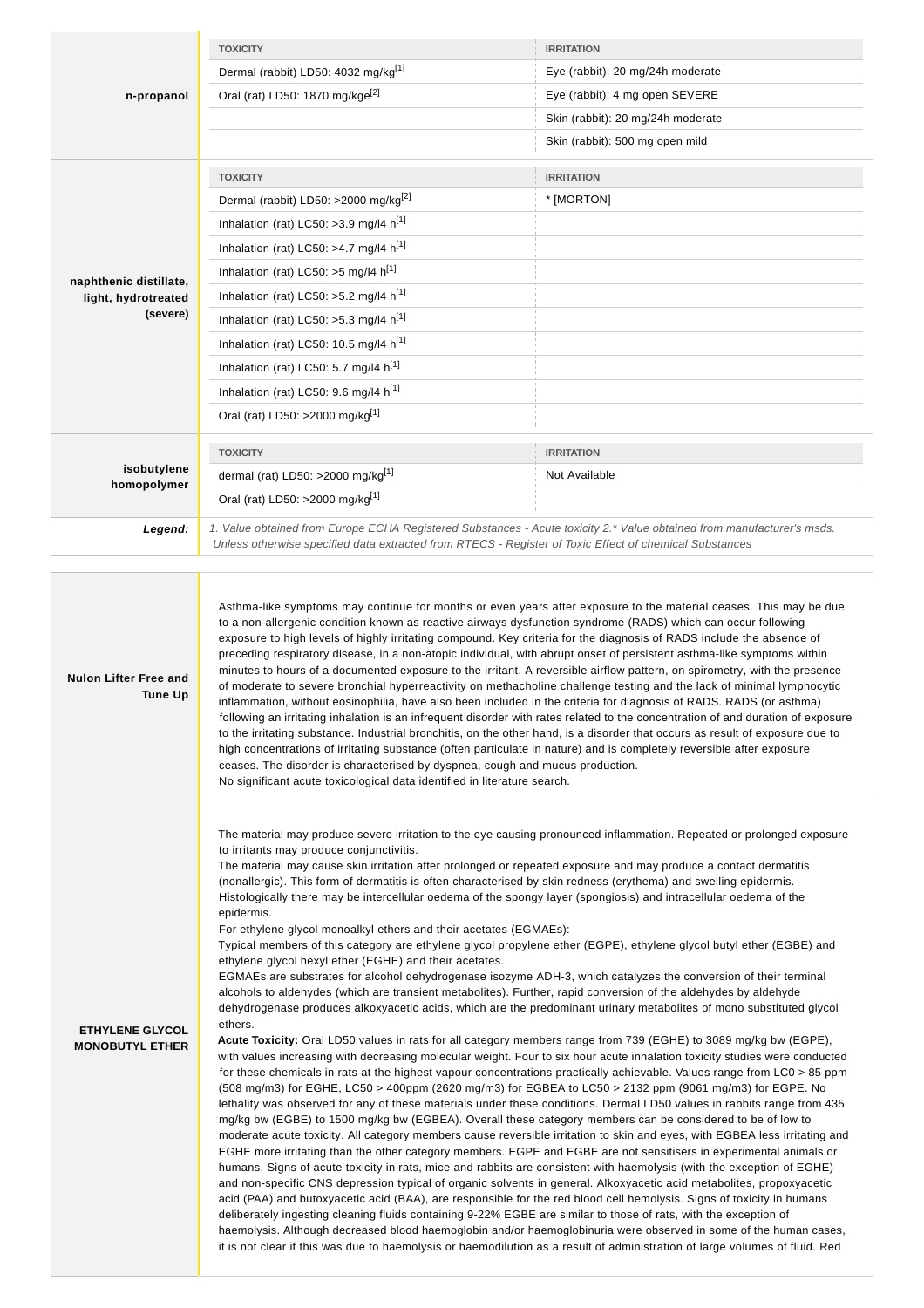| | TOXICITY | IRRITATION |
|---|---|---|
| **n-propanol** | Dermal (rabbit) LD50: 4032 mg/kg[1] | Eye (rabbit): 20 mg/24h moderate |
| | Oral (rat) LD50: 1870 mg/kge[2] | Eye (rabbit): 4 mg open SEVERE |
| | | Skin (rabbit): 20 mg/24h moderate |
| | | Skin (rabbit): 500 mg open mild |

| | TOXICITY | IRRITATION |
|---|---|---|
| **naphthenic distillate, light, hydrotreated (severe)** | Dermal (rabbit) LD50: >2000 mg/kg[2] | * [MORTON] |
| | Inhalation (rat) LC50: >3.9 mg/l4 h[1] | |
| | Inhalation (rat) LC50: >4.7 mg/l4 h[1] | |
| | Inhalation (rat) LC50: >5 mg/l4 h[1] | |
| | Inhalation (rat) LC50: >5.2 mg/l4 h[1] | |
| | Inhalation (rat) LC50: >5.3 mg/l4 h[1] | |
| | Inhalation (rat) LC50: 10.5 mg/l4 h[1] | |
| | Inhalation (rat) LC50: 5.7 mg/l4 h[1] | |
| | Inhalation (rat) LC50: 9.6 mg/l4 h[1] | |
| | Oral (rat) LD50: >2000 mg/kg[1] | |

| | TOXICITY | IRRITATION |
|---|---|---|
| **isobutylene homopolymer** | dermal (rat) LD50: >2000 mg/kg[1] | Not Available |
| | Oral (rat) LD50: >2000 mg/kg[1] | |

***Legend:*** *1. Value obtained from Europe ECHA Registered Substances - Acute toxicity 2.* Value obtained from manufacturer's msds. Unless otherwise specified data extracted from RTECS - Register of Toxic Effect of chemical Substances*

| | |
|---|---|
| **Nulon Lifter Free and Tune Up** | Asthma-like symptoms may continue for months or even years after exposure to the material ceases. This may be due to a non-allergenic condition known as reactive airways dysfunction syndrome (RADS) which can occur following exposure to high levels of highly irritating compound. Key criteria for the diagnosis of RADS include the absence of preceding respiratory disease, in a non-atopic individual, with abrupt onset of persistent asthma-like symptoms within minutes to hours of a documented exposure to the irritant. A reversible airflow pattern, on spirometry, with the presence of moderate to severe bronchial hyperreactivity on methacholine challenge testing and the lack of minimal lymphocytic inflammation, without eosinophilia, have also been included in the criteria for diagnosis of RADS. RADS (or asthma) following an irritating inhalation is an infrequent disorder with rates related to the concentration of and duration of exposure to the irritating substance. Industrial bronchitis, on the other hand, is a disorder that occurs as result of exposure due to high concentrations of irritating substance (often particulate in nature) and is completely reversible after exposure ceases. The disorder is characterised by dyspnea, cough and mucus production.<br>No significant acute toxicological data identified in literature search. |
| **ETHYLENE GLYCOL MONOBUTYL ETHER** | The material may produce severe irritation to the eye causing pronounced inflammation. Repeated or prolonged exposure to irritants may produce conjunctivitis.<br>The material may cause skin irritation after prolonged or repeated exposure and may produce a contact dermatitis (nonallergic). This form of dermatitis is often characterised by skin redness (erythema) and swelling epidermis. Histologically there may be intercellular oedema of the spongy layer (spongiosis) and intracellular oedema of the epidermis.<br>For ethylene glycol monoalkyl ethers and their acetates (EGMAEs):<br>Typical members of this category are ethylene glycol propylene ether (EGPE), ethylene glycol butyl ether (EGBE) and ethylene glycol hexyl ether (EGHE) and their acetates.<br>EGMAEs are substrates for alcohol dehydrogenase isozyme ADH-3, which catalyzes the conversion of their terminal alcohols to aldehydes (which are transient metabolites). Further, rapid conversion of the aldehydes by aldehyde dehydrogenase produces alkoxyacetic acids, which are the predominant urinary metabolites of mono substituted glycol ethers.<br>**Acute Toxicity:** Oral LD50 values in rats for all category members range from 739 (EGHE) to 3089 mg/kg bw (EGPE), with values increasing with decreasing molecular weight. Four to six hour acute inhalation toxicity studies were conducted for these chemicals in rats at the highest vapour concentrations practically achievable. Values range from LC0 > 85 ppm (508 mg/m3) for EGHE, LC50 > 400ppm (2620 mg/m3) for EGBEA to LC50 > 2132 ppm (9061 mg/m3) for EGPE. No lethality was observed for any of these materials under these conditions. Dermal LD50 values in rabbits range from 435 mg/kg bw (EGBE) to 1500 mg/kg bw (EGBEA). Overall these category members can be considered to be of low to moderate acute toxicity. All category members cause reversible irritation to skin and eyes, with EGBEA less irritating and EGHE more irritating than the other category members. EGPE and EGBE are not sensitisers in experimental animals or humans. Signs of acute toxicity in rats, mice and rabbits are consistent with haemolysis (with the exception of EGHE) and non-specific CNS depression typical of organic solvents in general. Alkoxyacetic acid metabolites, propoxyacetic acid (PAA) and butoxyacetic acid (BAA), are responsible for the red blood cell hemolysis. Signs of toxicity in humans deliberately ingesting cleaning fluids containing 9-22% EGBE are similar to those of rats, with the exception of haemolysis. Although decreased blood haemoglobin and/or haemoglobinuria were observed in some of the human cases, it is not clear if this was due to haemolysis or haemodilution as a result of administration of large volumes of fluid. Red |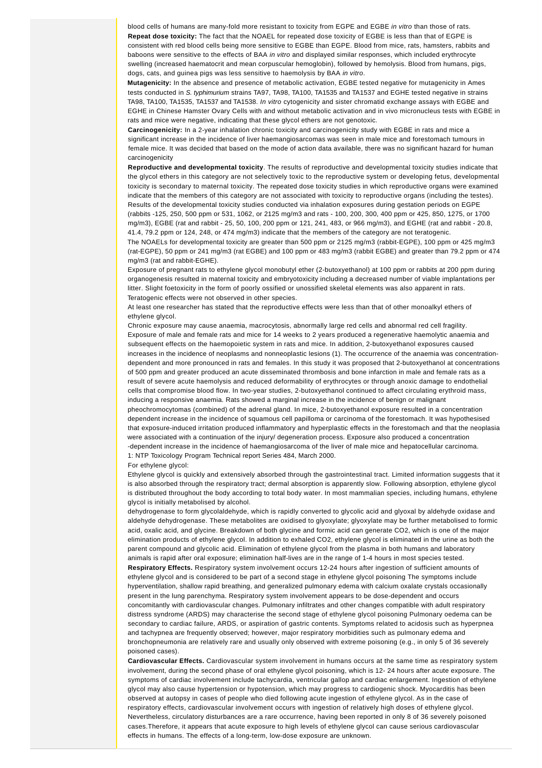blood cells of humans are many-fold more resistant to toxicity from EGPE and EGBE *in vitro* than those of rats.

**Repeat dose toxicity:** The fact that the NOAEL for repeated dose toxicity of EGBE is less than that of EGPE is consistent with red blood cells being more sensitive to EGBE than EGPE. Blood from mice, rats, hamsters, rabbits and baboons were sensitive to the effects of BAA *in vitro* and displayed similar responses, which included erythrocyte swelling (increased haematocrit and mean corpuscular hemoglobin), followed by hemolysis. Blood from humans, pigs, dogs, cats, and guinea pigs was less sensitive to haemolysis by BAA *in vitro*.

**Mutagenicity:** In the absence and presence of metabolic activation, EGBE tested negative for mutagenicity in Ames tests conducted in *S. typhimurium* strains TA97, TA98, TA100, TA1535 and TA1537 and EGHE tested negative in strains TA98, TA100, TA1535, TA1537 and TA1538. *In vitro* cytogenicity and sister chromatid exchange assays with EGBE and EGHE in Chinese Hamster Ovary Cells with and without metabolic activation and in vivo micronucleus tests with EGBE in rats and mice were negative, indicating that these glycol ethers are not genotoxic.

**Carcinogenicity:** In a 2-year inhalation chronic toxicity and carcinogenicity study with EGBE in rats and mice a significant increase in the incidence of liver haemangiosarcomas was seen in male mice and forestomach tumours in female mice. It was decided that based on the mode of action data available, there was no significant hazard for human carcinogenicity

**Reproductive and developmental toxicity**. The results of reproductive and developmental toxicity studies indicate that the glycol ethers in this category are not selectively toxic to the reproductive system or developing fetus, developmental toxicity is secondary to maternal toxicity. The repeated dose toxicity studies in which reproductive organs were examined indicate that the members of this category are not associated with toxicity to reproductive organs (including the testes). Results of the developmental toxicity studies conducted via inhalation exposures during gestation periods on EGPE (rabbits -125, 250, 500 ppm or 531, 1062, or 2125 mg/m3 and rats - 100, 200, 300, 400 ppm or 425, 850, 1275, or 1700 mg/m3), EGBE (rat and rabbit - 25, 50, 100, 200 ppm or 121, 241, 483, or 966 mg/m3), and EGHE (rat and rabbit - 20.8, 41.4, 79.2 ppm or 124, 248, or 474 mg/m3) indicate that the members of the category are not teratogenic.

The NOAELs for developmental toxicity are greater than 500 ppm or 2125 mg/m3 (rabbit-EGPE), 100 ppm or 425 mg/m3 (rat-EGPE), 50 ppm or 241 mg/m3 (rat EGBE) and 100 ppm or 483 mg/m3 (rabbit EGBE) and greater than 79.2 ppm or 474 mg/m3 (rat and rabbit-EGHE).

Exposure of pregnant rats to ethylene glycol monobutyl ether (2-butoxyethanol) at 100 ppm or rabbits at 200 ppm during organogenesis resulted in maternal toxicity and embryotoxicity including a decreased number of viable implantations per litter. Slight foetoxicity in the form of poorly ossified or unossified skeletal elements was also apparent in rats. Teratogenic effects were not observed in other species.

At least one researcher has stated that the reproductive effects were less than that of other monoalkyl ethers of ethylene glycol.

Chronic exposure may cause anaemia, macrocytosis, abnormally large red cells and abnormal red cell fragility.

Exposure of male and female rats and mice for 14 weeks to 2 years produced a regenerative haemolytic anaemia and subsequent effects on the haemopoietic system in rats and mice. In addition, 2-butoxyethanol exposures caused increases in the incidence of neoplasms and nonneoplastic lesions (1). The occurrence of the anaemia was concentration-dependent and more pronounced in rats and females. In this study it was proposed that 2-butoxyethanol at concentrations of 500 ppm and greater produced an acute disseminated thrombosis and bone infarction in male and female rats as a result of severe acute haemolysis and reduced deformability of erythrocytes or through anoxic damage to endothelial cells that compromise blood flow. In two-year studies, 2-butoxyethanol continued to affect circulating erythroid mass, inducing a responsive anaemia. Rats showed a marginal increase in the incidence of benign or malignant pheochromocytomas (combined) of the adrenal gland. In mice, 2-butoxyethanol exposure resulted in a concentration dependent increase in the incidence of squamous cell papilloma or carcinoma of the forestomach. It was hypothesised that exposure-induced irritation produced inflammatory and hyperplastic effects in the forestomach and that the neoplasia were associated with a continuation of the injury/ degeneration process. Exposure also produced a concentration -dependent increase in the incidence of haemangiosarcoma of the liver of male mice and hepatocellular carcinoma.

1: NTP Toxicology Program Technical report Series 484, March 2000.

For ethylene glycol:

Ethylene glycol is quickly and extensively absorbed through the gastrointestinal tract. Limited information suggests that it is also absorbed through the respiratory tract; dermal absorption is apparently slow. Following absorption, ethylene glycol is distributed throughout the body according to total body water. In most mammalian species, including humans, ethylene glycol is initially metabolised by alcohol.

dehydrogenase to form glycolaldehyde, which is rapidly converted to glycolic acid and glyoxal by aldehyde oxidase and aldehyde dehydrogenase. These metabolites are oxidised to glyoxylate; glyoxylate may be further metabolised to formic acid, oxalic acid, and glycine. Breakdown of both glycine and formic acid can generate CO2, which is one of the major elimination products of ethylene glycol. In addition to exhaled CO2, ethylene glycol is eliminated in the urine as both the parent compound and glycolic acid. Elimination of ethylene glycol from the plasma in both humans and laboratory animals is rapid after oral exposure; elimination half-lives are in the range of 1-4 hours in most species tested.

**Respiratory Effects.** Respiratory system involvement occurs 12-24 hours after ingestion of sufficient amounts of ethylene glycol and is considered to be part of a second stage in ethylene glycol poisoning The symptoms include hyperventilation, shallow rapid breathing, and generalized pulmonary edema with calcium oxalate crystals occasionally present in the lung parenchyma. Respiratory system involvement appears to be dose-dependent and occurs concomitantly with cardiovascular changes. Pulmonary infiltrates and other changes compatible with adult respiratory distress syndrome (ARDS) may characterise the second stage of ethylene glycol poisoning Pulmonary oedema can be secondary to cardiac failure, ARDS, or aspiration of gastric contents. Symptoms related to acidosis such as hyperpnea and tachypnea are frequently observed; however, major respiratory morbidities such as pulmonary edema and bronchopneumonia are relatively rare and usually only observed with extreme poisoning (e.g., in only 5 of 36 severely poisoned cases).

**Cardiovascular Effects.** Cardiovascular system involvement in humans occurs at the same time as respiratory system involvement, during the second phase of oral ethylene glycol poisoning, which is 12- 24 hours after acute exposure. The symptoms of cardiac involvement include tachycardia, ventricular gallop and cardiac enlargement. Ingestion of ethylene glycol may also cause hypertension or hypotension, which may progress to cardiogenic shock. Myocarditis has been observed at autopsy in cases of people who died following acute ingestion of ethylene glycol. As in the case of respiratory effects, cardiovascular involvement occurs with ingestion of relatively high doses of ethylene glycol. Nevertheless, circulatory disturbances are a rare occurrence, having been reported in only 8 of 36 severely poisoned cases.Therefore, it appears that acute exposure to high levels of ethylene glycol can cause serious cardiovascular effects in humans. The effects of a long-term, low-dose exposure are unknown.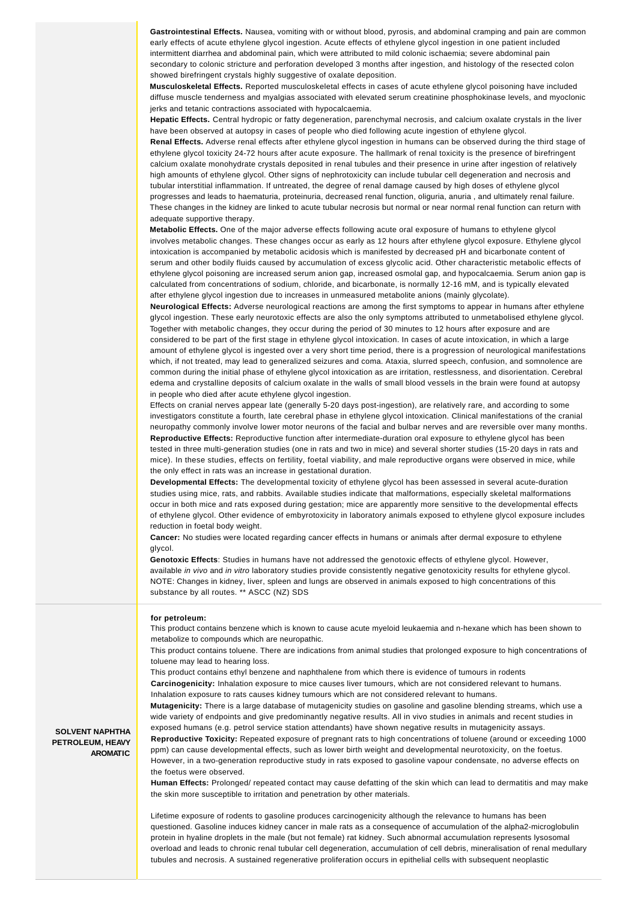**Gastrointestinal Effects.** Nausea, vomiting with or without blood, pyrosis, and abdominal cramping and pain are common early effects of acute ethylene glycol ingestion. Acute effects of ethylene glycol ingestion in one patient included intermittent diarrhea and abdominal pain, which were attributed to mild colonic ischaemia; severe abdominal pain secondary to colonic stricture and perforation developed 3 months after ingestion, and histology of the resected colon showed birefringent crystals highly suggestive of oxalate deposition.

**Musculoskeletal Effects.** Reported musculoskeletal effects in cases of acute ethylene glycol poisoning have included diffuse muscle tenderness and myalgias associated with elevated serum creatinine phosphokinase levels, and myoclonic jerks and tetanic contractions associated with hypocalcaemia.

**Hepatic Effects.** Central hydropic or fatty degeneration, parenchymal necrosis, and calcium oxalate crystals in the liver have been observed at autopsy in cases of people who died following acute ingestion of ethylene glycol.

**Renal Effects.** Adverse renal effects after ethylene glycol ingestion in humans can be observed during the third stage of ethylene glycol toxicity 24-72 hours after acute exposure. The hallmark of renal toxicity is the presence of birefringent calcium oxalate monohydrate crystals deposited in renal tubules and their presence in urine after ingestion of relatively high amounts of ethylene glycol. Other signs of nephrotoxicity can include tubular cell degeneration and necrosis and tubular interstitial inflammation. If untreated, the degree of renal damage caused by high doses of ethylene glycol progresses and leads to haematuria, proteinuria, decreased renal function, oliguria, anuria , and ultimately renal failure. These changes in the kidney are linked to acute tubular necrosis but normal or near normal renal function can return with adequate supportive therapy.

**Metabolic Effects.** One of the major adverse effects following acute oral exposure of humans to ethylene glycol involves metabolic changes. These changes occur as early as 12 hours after ethylene glycol exposure. Ethylene glycol intoxication is accompanied by metabolic acidosis which is manifested by decreased pH and bicarbonate content of serum and other bodily fluids caused by accumulation of excess glycolic acid. Other characteristic metabolic effects of ethylene glycol poisoning are increased serum anion gap, increased osmolal gap, and hypocalcaemia. Serum anion gap is calculated from concentrations of sodium, chloride, and bicarbonate, is normally 12-16 mM, and is typically elevated after ethylene glycol ingestion due to increases in unmeasured metabolite anions (mainly glycolate).

**Neurological Effects:** Adverse neurological reactions are among the first symptoms to appear in humans after ethylene glycol ingestion. These early neurotoxic effects are also the only symptoms attributed to unmetabolised ethylene glycol. Together with metabolic changes, they occur during the period of 30 minutes to 12 hours after exposure and are considered to be part of the first stage in ethylene glycol intoxication. In cases of acute intoxication, in which a large amount of ethylene glycol is ingested over a very short time period, there is a progression of neurological manifestations which, if not treated, may lead to generalized seizures and coma. Ataxia, slurred speech, confusion, and somnolence are common during the initial phase of ethylene glycol intoxication as are irritation, restlessness, and disorientation. Cerebral edema and crystalline deposits of calcium oxalate in the walls of small blood vessels in the brain were found at autopsy in people who died after acute ethylene glycol ingestion.

Effects on cranial nerves appear late (generally 5-20 days post-ingestion), are relatively rare, and according to some investigators constitute a fourth, late cerebral phase in ethylene glycol intoxication. Clinical manifestations of the cranial neuropathy commonly involve lower motor neurons of the facial and bulbar nerves and are reversible over many months.

**Reproductive Effects:** Reproductive function after intermediate-duration oral exposure to ethylene glycol has been tested in three multi-generation studies (one in rats and two in mice) and several shorter studies (15-20 days in rats and mice). In these studies, effects on fertility, foetal viability, and male reproductive organs were observed in mice, while the only effect in rats was an increase in gestational duration.

**Developmental Effects:** The developmental toxicity of ethylene glycol has been assessed in several acute-duration studies using mice, rats, and rabbits. Available studies indicate that malformations, especially skeletal malformations occur in both mice and rats exposed during gestation; mice are apparently more sensitive to the developmental effects of ethylene glycol. Other evidence of embyrotoxicity in laboratory animals exposed to ethylene glycol exposure includes reduction in foetal body weight.

**Cancer:** No studies were located regarding cancer effects in humans or animals after dermal exposure to ethylene glycol.

**Genotoxic Effects**: Studies in humans have not addressed the genotoxic effects of ethylene glycol. However, available *in vivo* and *in vitro* laboratory studies provide consistently negative genotoxicity results for ethylene glycol.
NOTE: Changes in kidney, liver, spleen and lungs are observed in animals exposed to high concentrations of this substance by all routes. ** ASCC (NZ) SDS

**SOLVENT NAPHTHA PETROLEUM, HEAVY AROMATIC**

**for petroleum:**

This product contains benzene which is known to cause acute myeloid leukaemia and n-hexane which has been shown to metabolize to compounds which are neuropathic.

This product contains toluene. There are indications from animal studies that prolonged exposure to high concentrations of toluene may lead to hearing loss.

This product contains ethyl benzene and naphthalene from which there is evidence of tumours in rodents

**Carcinogenicity:** Inhalation exposure to mice causes liver tumours, which are not considered relevant to humans. Inhalation exposure to rats causes kidney tumours which are not considered relevant to humans.

**Mutagenicity:** There is a large database of mutagenicity studies on gasoline and gasoline blending streams, which use a wide variety of endpoints and give predominantly negative results. All in vivo studies in animals and recent studies in exposed humans (e.g. petrol service station attendants) have shown negative results in mutagenicity assays.

**Reproductive Toxicity:** Repeated exposure of pregnant rats to high concentrations of toluene (around or exceeding 1000 ppm) can cause developmental effects, such as lower birth weight and developmental neurotoxicity, on the foetus. However, in a two-generation reproductive study in rats exposed to gasoline vapour condensate, no adverse effects on the foetus were observed.

**Human Effects:** Prolonged/ repeated contact may cause defatting of the skin which can lead to dermatitis and may make the skin more susceptible to irritation and penetration by other materials.

Lifetime exposure of rodents to gasoline produces carcinogenicity although the relevance to humans has been questioned. Gasoline induces kidney cancer in male rats as a consequence of accumulation of the alpha2-microglobulin protein in hyaline droplets in the male (but not female) rat kidney. Such abnormal accumulation represents lysosomal overload and leads to chronic renal tubular cell degeneration, accumulation of cell debris, mineralisation of renal medullary tubules and necrosis. A sustained regenerative proliferation occurs in epithelial cells with subsequent neoplastic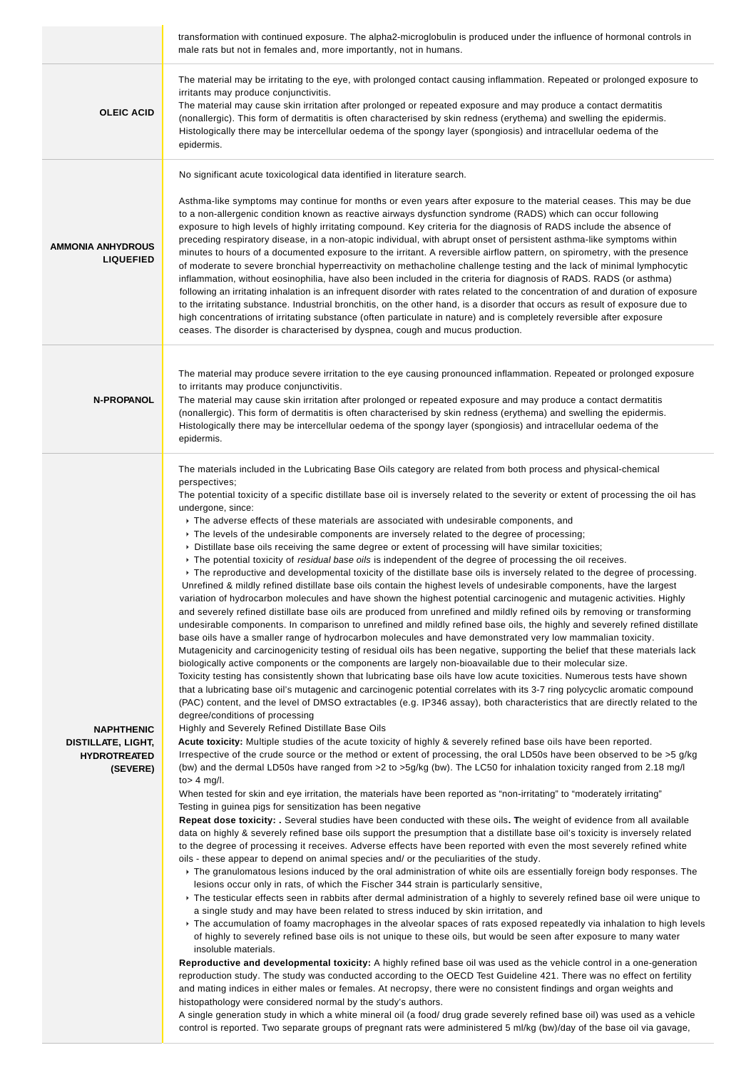| | |
|---|---|
| | transformation with continued exposure. The alpha2-microglobulin is produced under the influence of hormonal controls in male rats but not in females and, more importantly, not in humans. |
| **OLEIC ACID** | The material may be irritating to the eye, with prolonged contact causing inflammation. Repeated or prolonged exposure to irritants may produce conjunctivitis.<br>The material may cause skin irritation after prolonged or repeated exposure and may produce a contact dermatitis (nonallergic). This form of dermatitis is often characterised by skin redness (erythema) and swelling the epidermis. Histologically there may be intercellular oedema of the spongy layer (spongiosis) and intracellular oedema of the epidermis. |
| **AMMONIA ANHYDROUS LIQUEFIED** | No significant acute toxicological data identified in literature search.<br><br>Asthma-like symptoms may continue for months or even years after exposure to the material ceases. This may be due to a non-allergenic condition known as reactive airways dysfunction syndrome (RADS) which can occur following exposure to high levels of highly irritating compound. Key criteria for the diagnosis of RADS include the absence of preceding respiratory disease, in a non-atopic individual, with abrupt onset of persistent asthma-like symptoms within minutes to hours of a documented exposure to the irritant. A reversible airflow pattern, on spirometry, with the presence of moderate to severe bronchial hyperreactivity on methacholine challenge testing and the lack of minimal lymphocytic inflammation, without eosinophilia, have also been included in the criteria for diagnosis of RADS. RADS (or asthma) following an irritating inhalation is an infrequent disorder with rates related to the concentration of and duration of exposure to the irritating substance. Industrial bronchitis, on the other hand, is a disorder that occurs as result of exposure due to high concentrations of irritating substance (often particulate in nature) and is completely reversible after exposure ceases. The disorder is characterised by dyspnea, cough and mucus production. |
| **N-PROPANOL** | The material may produce severe irritation to the eye causing pronounced inflammation. Repeated or prolonged exposure to irritants may produce conjunctivitis.<br>The material may cause skin irritation after prolonged or repeated exposure and may produce a contact dermatitis (nonallergic). This form of dermatitis is often characterised by skin redness (erythema) and swelling the epidermis. Histologically there may be intercellular oedema of the spongy layer (spongiosis) and intracellular oedema of the epidermis. |
| **NAPHTHENIC DISTILLATE, LIGHT, HYDROTREATED (SEVERE)** | The materials included in the Lubricating Base Oils category are related from both process and physical-chemical perspectives;<br>The potential toxicity of a specific distillate base oil is inversely related to the severity or extent of processing the oil has undergone, since:<br>‣ The adverse effects of these materials are associated with undesirable components, and<br>‣ The levels of the undesirable components are inversely related to the degree of processing;<br>‣ Distillate base oils receiving the same degree or extent of processing will have similar toxicities;<br>‣ The potential toxicity of *residual base oils* is independent of the degree of processing the oil receives.<br>‣ The reproductive and developmental toxicity of the distillate base oils is inversely related to the degree of processing.<br>Unrefined & mildly refined distillate base oils contain the highest levels of undesirable components, have the largest variation of hydrocarbon molecules and have shown the highest potential carcinogenic and mutagenic activities. Highly and severely refined distillate base oils are produced from unrefined and mildly refined oils by removing or transforming undesirable components. In comparison to unrefined and mildly refined base oils, the highly and severely refined distillate base oils have a smaller range of hydrocarbon molecules and have demonstrated very low mammalian toxicity. Mutagenicity and carcinogenicity testing of residual oils has been negative, supporting the belief that these materials lack biologically active components or the components are largely non-bioavailable due to their molecular size.<br>Toxicity testing has consistently shown that lubricating base oils have low acute toxicities. Numerous tests have shown that a lubricating base oil's mutagenic and carcinogenic potential correlates with its 3-7 ring polycyclic aromatic compound (PAC) content, and the level of DMSO extractables (e.g. IP346 assay), both characteristics that are directly related to the degree/conditions of processing<br>Highly and Severely Refined Distillate Base Oils<br>**Acute toxicity:** Multiple studies of the acute toxicity of highly & severely refined base oils have been reported. Irrespective of the crude source or the method or extent of processing, the oral LD50s have been observed to be >5 g/kg (bw) and the dermal LD50s have ranged from >2 to >5g/kg (bw). The LC50 for inhalation toxicity ranged from 2.18 mg/l to> 4 mg/l.<br>When tested for skin and eye irritation, the materials have been reported as "non-irritating" to "moderately irritating"<br>Testing in guinea pigs for sensitization has been negative<br>**Repeat dose toxicity: .** Several studies have been conducted with these oils**. T**he weight of evidence from all available data on highly & severely refined base oils support the presumption that a distillate base oil's toxicity is inversely related to the degree of processing it receives. Adverse effects have been reported with even the most severely refined white oils - these appear to depend on animal species and/ or the peculiarities of the study.<br>‣ The granulomatous lesions induced by the oral administration of white oils are essentially foreign body responses. The lesions occur only in rats, of which the Fischer 344 strain is particularly sensitive,<br>‣ The testicular effects seen in rabbits after dermal administration of a highly to severely refined base oil were unique to a single study and may have been related to stress induced by skin irritation, and<br>‣ The accumulation of foamy macrophages in the alveolar spaces of rats exposed repeatedly via inhalation to high levels of highly to severely refined base oils is not unique to these oils, but would be seen after exposure to many water insoluble materials.<br>**Reproductive and developmental toxicity:** A highly refined base oil was used as the vehicle control in a one-generation reproduction study. The study was conducted according to the OECD Test Guideline 421. There was no effect on fertility and mating indices in either males or females. At necropsy, there were no consistent findings and organ weights and histopathology were considered normal by the study's authors.<br>A single generation study in which a white mineral oil (a food/ drug grade severely refined base oil) was used as a vehicle control is reported. Two separate groups of pregnant rats were administered 5 ml/kg (bw)/day of the base oil via gavage, |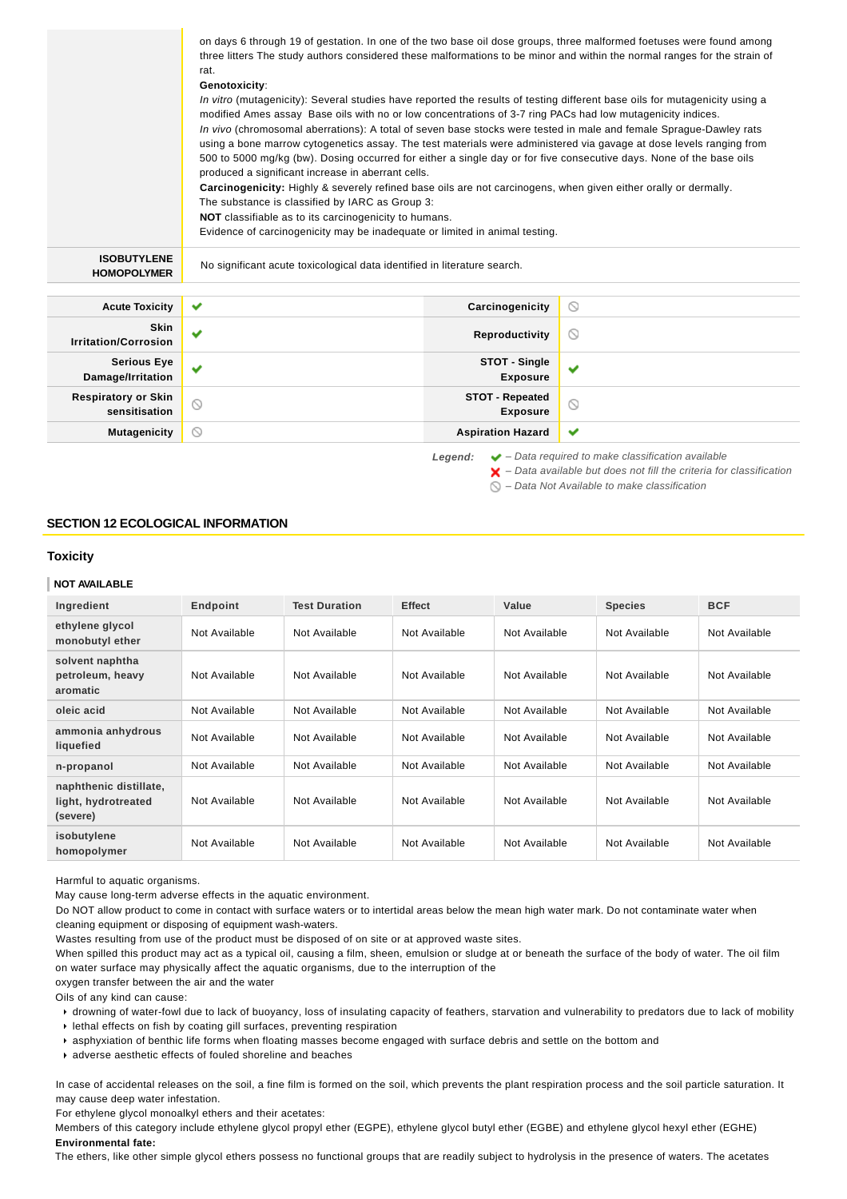| | |
|---|---|
| | on days 6 through 19 of gestation. In one of the two base oil dose groups, three malformed foetuses were found among three litters The study authors considered these malformations to be minor and within the normal ranges for the strain of rat.<br>**Genotoxicity**:<br>*In vitro* (mutagenicity): Several studies have reported the results of testing different base oils for mutagenicity using a modified Ames assay Base oils with no or low concentrations of 3-7 ring PACs had low mutagenicity indices.<br>*In vivo* (chromosomal aberrations): A total of seven base stocks were tested in male and female Sprague-Dawley rats using a bone marrow cytogenetics assay. The test materials were administered via gavage at dose levels ranging from 500 to 5000 mg/kg (bw). Dosing occurred for either a single day or for five consecutive days. None of the base oils produced a significant increase in aberrant cells.<br>**Carcinogenicity:** Highly & severely refined base oils are not carcinogens, when given either orally or dermally.<br>The substance is classified by IARC as Group 3:<br>**NOT** classifiable as to its carcinogenicity to humans.<br>Evidence of carcinogenicity may be inadequate or limited in animal testing. |
| **ISOBUTYLENE HOMOPOLYMER** | No significant acute toxicological data identified in literature search. |

| | | | |
|---|---|---|---|
| **Acute Toxicity** | ✔ | **Carcinogenicity** | ⃠ |
| **Skin Irritation/Corrosion** | ✔ | **Reproductivity** | ⃠ |
| **Serious Eye Damage/Irritation** | ✔ | **STOT - Single Exposure** | ✔ |
| **Respiratory or Skin sensitisation** | ⃠ | **STOT - Repeated Exposure** | ⃠ |
| **Mutagenicity** | ⃠ | **Aspiration Hazard** | ✔ |

*Legend:*
✔ *– Data required to make classification available*
✘ *– Data available but does not fill the criteria for classification*
⃠ *– Data Not Available to make classification*

## SECTION 12 ECOLOGICAL INFORMATION

### Toxicity

**NOT AVAILABLE**

| Ingredient | Endpoint | Test Duration | Effect | Value | Species | BCF |
|---|---|---|---|---|---|---|
| ethylene glycol monobutyl ether | Not Available | Not Available | Not Available | Not Available | Not Available | Not Available |
| solvent naphtha petroleum, heavy aromatic | Not Available | Not Available | Not Available | Not Available | Not Available | Not Available |
| oleic acid | Not Available | Not Available | Not Available | Not Available | Not Available | Not Available |
| ammonia anhydrous liquefied | Not Available | Not Available | Not Available | Not Available | Not Available | Not Available |
| n-propanol | Not Available | Not Available | Not Available | Not Available | Not Available | Not Available |
| naphthenic distillate, light, hydrotreated (severe) | Not Available | Not Available | Not Available | Not Available | Not Available | Not Available |
| isobutylene homopolymer | Not Available | Not Available | Not Available | Not Available | Not Available | Not Available |

Harmful to aquatic organisms.
May cause long-term adverse effects in the aquatic environment.
Do NOT allow product to come in contact with surface waters or to intertidal areas below the mean high water mark. Do not contaminate water when cleaning equipment or disposing of equipment wash-waters.
Wastes resulting from use of the product must be disposed of on site or at approved waste sites.
When spilled this product may act as a typical oil, causing a film, sheen, emulsion or sludge at or beneath the surface of the body of water. The oil film on water surface may physically affect the aquatic organisms, due to the interruption of the
oxygen transfer between the air and the water
Oils of any kind can cause:

- drowning of water-fowl due to lack of buoyancy, loss of insulating capacity of feathers, starvation and vulnerability to predators due to lack of mobility
- lethal effects on fish by coating gill surfaces, preventing respiration
- asphyxiation of benthic life forms when floating masses become engaged with surface debris and settle on the bottom and
- adverse aesthetic effects of fouled shoreline and beaches

In case of accidental releases on the soil, a fine film is formed on the soil, which prevents the plant respiration process and the soil particle saturation. It may cause deep water infestation.
For ethylene glycol monoalkyl ethers and their acetates:
Members of this category include ethylene glycol propyl ether (EGPE), ethylene glycol butyl ether (EGBE) and ethylene glycol hexyl ether (EGHE)
**Environmental fate:**
The ethers, like other simple glycol ethers possess no functional groups that are readily subject to hydrolysis in the presence of waters. The acetates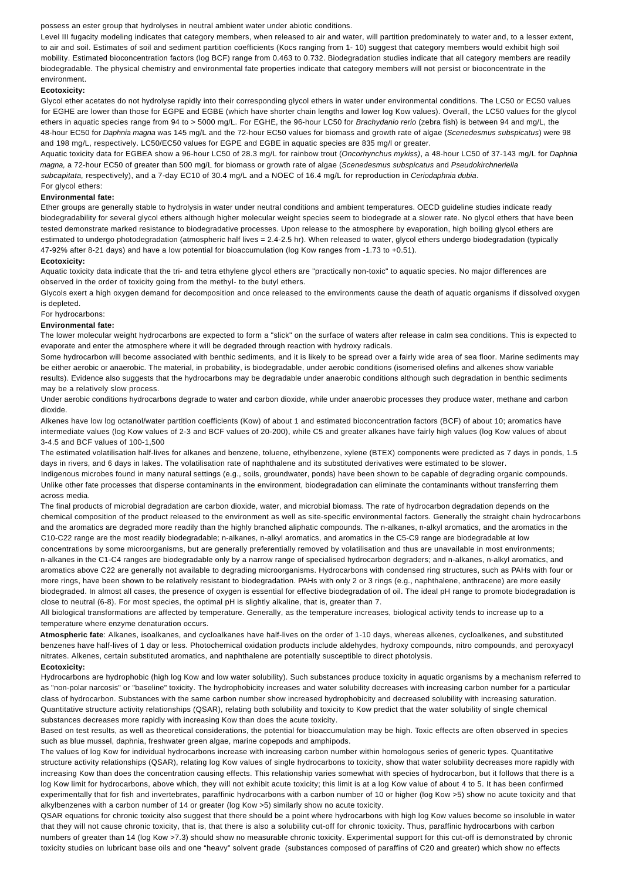possess an ester group that hydrolyses in neutral ambient water under abiotic conditions.

Level III fugacity modeling indicates that category members, when released to air and water, will partition predominately to water and, to a lesser extent, to air and soil. Estimates of soil and sediment partition coefficients (Kocs ranging from 1- 10) suggest that category members would exhibit high soil mobility. Estimated bioconcentration factors (log BCF) range from 0.463 to 0.732. Biodegradation studies indicate that all category members are readily biodegradable. The physical chemistry and environmental fate properties indicate that category members will not persist or bioconcentrate in the environment.

**Ecotoxicity:**

Glycol ether acetates do not hydrolyse rapidly into their corresponding glycol ethers in water under environmental conditions. The LC50 or EC50 values for EGHE are lower than those for EGPE and EGBE (which have shorter chain lengths and lower log Kow values). Overall, the LC50 values for the glycol ethers in aquatic species range from 94 to > 5000 mg/L. For EGHE, the 96-hour LC50 for *Brachydanio rerio* (zebra fish) is between 94 and mg/L, the 48-hour EC50 for *Daphnia magna* was 145 mg/L and the 72-hour EC50 values for biomass and growth rate of algae (*Scenedesmus subspicatus*) were 98 and 198 mg/L, respectively. LC50/EC50 values for EGPE and EGBE in aquatic species are 835 mg/l or greater.

Aquatic toxicity data for EGBEA show a 96-hour LC50 of 28.3 mg/L for rainbow trout (*Oncorhynchus mykiss)*, a 48-hour LC50 of 37-143 mg/L for *Daphnia magna,* a 72-hour EC50 of greater than 500 mg/L for biomass or growth rate of algae (*Scenedesmus subspicatus* and *Pseudokirchneriella subcapitata,* respectively), and a 7-day EC10 of 30.4 mg/L and a NOEC of 16.4 mg/L for reproduction in *Ceriodaphnia dubia*.

For glycol ethers:

**Environmental fate:**

Ether groups are generally stable to hydrolysis in water under neutral conditions and ambient temperatures. OECD guideline studies indicate ready biodegradability for several glycol ethers although higher molecular weight species seem to biodegrade at a slower rate. No glycol ethers that have been tested demonstrate marked resistance to biodegradative processes. Upon release to the atmosphere by evaporation, high boiling glycol ethers are estimated to undergo photodegradation (atmospheric half lives = 2.4-2.5 hr). When released to water, glycol ethers undergo biodegradation (typically 47-92% after 8-21 days) and have a low potential for bioaccumulation (log Kow ranges from -1.73 to +0.51).

**Ecotoxicity:**

Aquatic toxicity data indicate that the tri- and tetra ethylene glycol ethers are "practically non-toxic" to aquatic species. No major differences are observed in the order of toxicity going from the methyl- to the butyl ethers.

Glycols exert a high oxygen demand for decomposition and once released to the environments cause the death of aquatic organisms if dissolved oxygen is depleted.

For hydrocarbons:

**Environmental fate:**

The lower molecular weight hydrocarbons are expected to form a "slick" on the surface of waters after release in calm sea conditions. This is expected to evaporate and enter the atmosphere where it will be degraded through reaction with hydroxy radicals.

Some hydrocarbon will become associated with benthic sediments, and it is likely to be spread over a fairly wide area of sea floor. Marine sediments may be either aerobic or anaerobic. The material, in probability, is biodegradable, under aerobic conditions (isomerised olefins and alkenes show variable results). Evidence also suggests that the hydrocarbons may be degradable under anaerobic conditions although such degradation in benthic sediments may be a relatively slow process.

Under aerobic conditions hydrocarbons degrade to water and carbon dioxide, while under anaerobic processes they produce water, methane and carbon dioxide.

Alkenes have low log octanol/water partition coefficients (Kow) of about 1 and estimated bioconcentration factors (BCF) of about 10; aromatics have intermediate values (log Kow values of 2-3 and BCF values of 20-200), while C5 and greater alkanes have fairly high values (log Kow values of about 3-4.5 and BCF values of 100-1,500

The estimated volatilisation half-lives for alkanes and benzene, toluene, ethylbenzene, xylene (BTEX) components were predicted as 7 days in ponds, 1.5 days in rivers, and 6 days in lakes. The volatilisation rate of naphthalene and its substituted derivatives were estimated to be slower.

Indigenous microbes found in many natural settings (e.g., soils, groundwater, ponds) have been shown to be capable of degrading organic compounds. Unlike other fate processes that disperse contaminants in the environment, biodegradation can eliminate the contaminants without transferring them across media.

The final products of microbial degradation are carbon dioxide, water, and microbial biomass. The rate of hydrocarbon degradation depends on the chemical composition of the product released to the environment as well as site-specific environmental factors. Generally the straight chain hydrocarbons and the aromatics are degraded more readily than the highly branched aliphatic compounds. The n-alkanes, n-alkyl aromatics, and the aromatics in the C10-C22 range are the most readily biodegradable; n-alkanes, n-alkyl aromatics, and aromatics in the C5-C9 range are biodegradable at low concentrations by some microorganisms, but are generally preferentially removed by volatilisation and thus are unavailable in most environments; n-alkanes in the C1-C4 ranges are biodegradable only by a narrow range of specialised hydrocarbon degraders; and n-alkanes, n-alkyl aromatics, and aromatics above C22 are generally not available to degrading microorganisms. Hydrocarbons with condensed ring structures, such as PAHs with four or more rings, have been shown to be relatively resistant to biodegradation. PAHs with only 2 or 3 rings (e.g., naphthalene, anthracene) are more easily biodegraded. In almost all cases, the presence of oxygen is essential for effective biodegradation of oil. The ideal pH range to promote biodegradation is close to neutral (6-8). For most species, the optimal pH is slightly alkaline, that is, greater than 7.

All biological transformations are affected by temperature. Generally, as the temperature increases, biological activity tends to increase up to a temperature where enzyme denaturation occurs.

**Atmospheric fate**: Alkanes, isoalkanes, and cycloalkanes have half-lives on the order of 1-10 days, whereas alkenes, cycloalkenes, and substituted benzenes have half-lives of 1 day or less. Photochemical oxidation products include aldehydes, hydroxy compounds, nitro compounds, and peroxyacyl nitrates. Alkenes, certain substituted aromatics, and naphthalene are potentially susceptible to direct photolysis.

**Ecotoxicity:**

Hydrocarbons are hydrophobic (high log Kow and low water solubility). Such substances produce toxicity in aquatic organisms by a mechanism referred to as "non-polar narcosis" or "baseline" toxicity. The hydrophobicity increases and water solubility decreases with increasing carbon number for a particular class of hydrocarbon. Substances with the same carbon number show increased hydrophobicity and decreased solubility with increasing saturation. Quantitative structure activity relationships (QSAR), relating both solubility and toxicity to Kow predict that the water solubility of single chemical substances decreases more rapidly with increasing Kow than does the acute toxicity.

Based on test results, as well as theoretical considerations, the potential for bioaccumulation may be high. Toxic effects are often observed in species such as blue mussel, daphnia, freshwater green algae, marine copepods and amphipods.

The values of log Kow for individual hydrocarbons increase with increasing carbon number within homologous series of generic types. Quantitative structure activity relationships (QSAR), relating log Kow values of single hydrocarbons to toxicity, show that water solubility decreases more rapidly with increasing Kow than does the concentration causing effects. This relationship varies somewhat with species of hydrocarbon, but it follows that there is a log Kow limit for hydrocarbons, above which, they will not exhibit acute toxicity; this limit is at a log Kow value of about 4 to 5. It has been confirmed experimentally that for fish and invertebrates, paraffinic hydrocarbons with a carbon number of 10 or higher (log Kow >5) show no acute toxicity and that alkylbenzenes with a carbon number of 14 or greater (log Kow >5) similarly show no acute toxicity.

QSAR equations for chronic toxicity also suggest that there should be a point where hydrocarbons with high log Kow values become so insoluble in water that they will not cause chronic toxicity, that is, that there is also a solubility cut-off for chronic toxicity. Thus, paraffinic hydrocarbons with carbon numbers of greater than 14 (log Kow >7.3) should show no measurable chronic toxicity. Experimental support for this cut-off is demonstrated by chronic toxicity studies on lubricant base oils and one "heavy" solvent grade (substances composed of paraffins of C20 and greater) which show no effects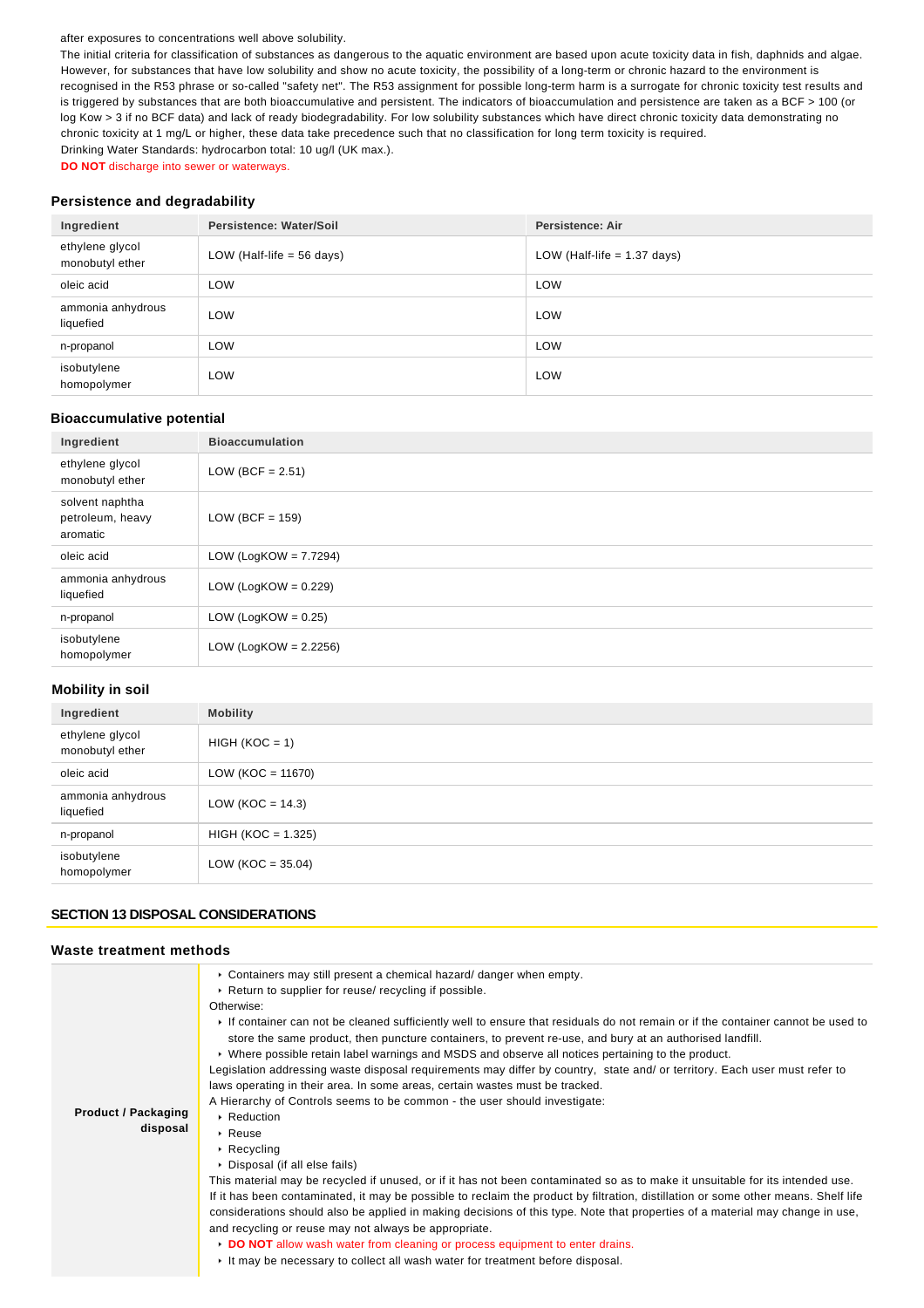after exposures to concentrations well above solubility.
The initial criteria for classification of substances as dangerous to the aquatic environment are based upon acute toxicity data in fish, daphnids and algae. However, for substances that have low solubility and show no acute toxicity, the possibility of a long-term or chronic hazard to the environment is recognised in the R53 phrase or so-called "safety net". The R53 assignment for possible long-term harm is a surrogate for chronic toxicity test results and is triggered by substances that are both bioaccumulative and persistent. The indicators of bioaccumulation and persistence are taken as a BCF > 100 (or log Kow > 3 if no BCF data) and lack of ready biodegradability. For low solubility substances which have direct chronic toxicity data demonstrating no chronic toxicity at 1 mg/L or higher, these data take precedence such that no classification for long term toxicity is required.
Drinking Water Standards: hydrocarbon total: 10 ug/l (UK max.).
**DO NOT** discharge into sewer or waterways.

### Persistence and degradability

| Ingredient | Persistence: Water/Soil | Persistence: Air |
|---|---|---|
| ethylene glycol monobutyl ether | LOW (Half-life = 56 days) | LOW (Half-life = 1.37 days) |
| oleic acid | LOW | LOW |
| ammonia anhydrous liquefied | LOW | LOW |
| n-propanol | LOW | LOW |
| isobutylene homopolymer | LOW | LOW |

### Bioaccumulative potential

| Ingredient | Bioaccumulation |
|---|---|
| ethylene glycol monobutyl ether | LOW (BCF = 2.51) |
| solvent naphtha petroleum, heavy aromatic | LOW (BCF = 159) |
| oleic acid | LOW (LogKOW = 7.7294) |
| ammonia anhydrous liquefied | LOW (LogKOW = 0.229) |
| n-propanol | LOW (LogKOW = 0.25) |
| isobutylene homopolymer | LOW (LogKOW = 2.2256) |

### Mobility in soil

| Ingredient | Mobility |
|---|---|
| ethylene glycol monobutyl ether | HIGH (KOC = 1) |
| oleic acid | LOW (KOC = 11670) |
| ammonia anhydrous liquefied | LOW (KOC = 14.3) |
| n-propanol | HIGH (KOC = 1.325) |
| isobutylene homopolymer | LOW (KOC = 35.04) |

## SECTION 13 DISPOSAL CONSIDERATIONS

### Waste treatment methods

| | |
|---|---|
| **Product / Packaging disposal** | • Containers may still present a chemical hazard/ danger when empty.<br>• Return to supplier for reuse/ recycling if possible.<br>Otherwise:<br>• If container can not be cleaned sufficiently well to ensure that residuals do not remain or if the container cannot be used to store the same product, then puncture containers, to prevent re-use, and bury at an authorised landfill.<br>• Where possible retain label warnings and MSDS and observe all notices pertaining to the product.<br>Legislation addressing waste disposal requirements may differ by country, state and/ or territory. Each user must refer to laws operating in their area. In some areas, certain wastes must be tracked.<br>A Hierarchy of Controls seems to be common - the user should investigate:<br>• Reduction<br>• Reuse<br>• Recycling<br>• Disposal (if all else fails)<br>This material may be recycled if unused, or if it has not been contaminated so as to make it unsuitable for its intended use. If it has been contaminated, it may be possible to reclaim the product by filtration, distillation or some other means. Shelf life considerations should also be applied in making decisions of this type. Note that properties of a material may change in use, and recycling or reuse may not always be appropriate.<br>• **DO NOT** allow wash water from cleaning or process equipment to enter drains.<br>• It may be necessary to collect all wash water for treatment before disposal. |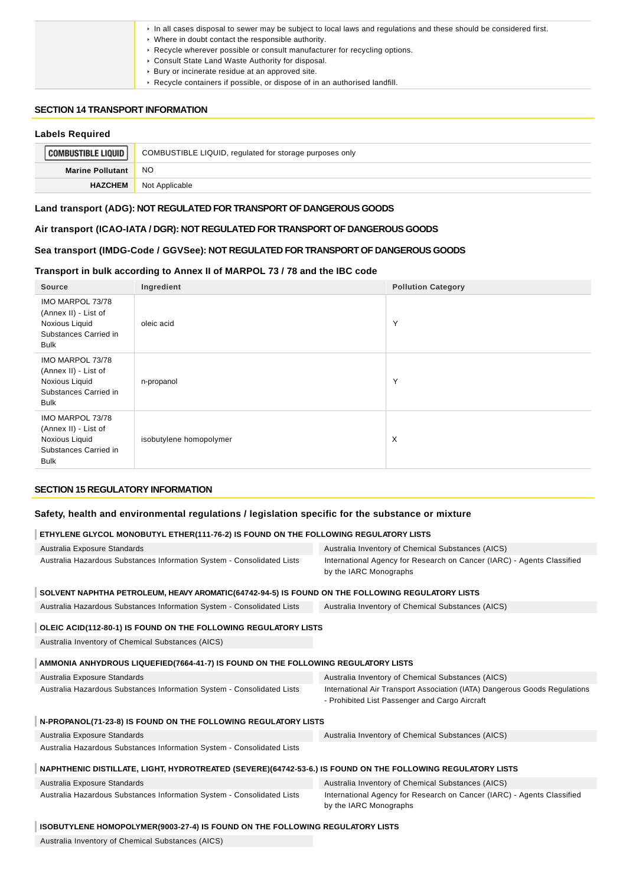|  |  |
| --- | --- |
|  | - In all cases disposal to sewer may be subject to local laws and regulations and these should be considered first.<br>- Where in doubt contact the responsible authority.<br>- Recycle wherever possible or consult manufacturer for recycling options.<br>- Consult State Land Waste Authority for disposal.<br>- Bury or incinerate residue at an approved site.<br>- Recycle containers if possible, or dispose of in an authorised landfill. |

## SECTION 14 TRANSPORT INFORMATION

### Labels Required

| | |
| --- | --- |
| COMBUSTIBLE LIQUID | COMBUSTIBLE LIQUID, regulated for storage purposes only |
| **Marine Pollutant** | NO |
| **HAZCHEM** | Not Applicable |

### Land transport (ADG): NOT REGULATED FOR TRANSPORT OF DANGEROUS GOODS

### Air transport (ICAO-IATA / DGR): NOT REGULATED FOR TRANSPORT OF DANGEROUS GOODS

### Sea transport (IMDG-Code / GGVSee): NOT REGULATED FOR TRANSPORT OF DANGEROUS GOODS

### Transport in bulk according to Annex II of MARPOL 73 / 78 and the IBC code

| Source | Ingredient | Pollution Category |
| --- | --- | --- |
| IMO MARPOL 73/78 (Annex II) - List of Noxious Liquid Substances Carried in Bulk | oleic acid | Y |
| IMO MARPOL 73/78 (Annex II) - List of Noxious Liquid Substances Carried in Bulk | n-propanol | Y |
| IMO MARPOL 73/78 (Annex II) - List of Noxious Liquid Substances Carried in Bulk | isobutylene homopolymer | X |

## SECTION 15 REGULATORY INFORMATION

### Safety, health and environmental regulations / legislation specific for the substance or mixture

**ETHYLENE GLYCOL MONOBUTYL ETHER(111-76-2) IS FOUND ON THE FOLLOWING REGULATORY LISTS**

| | |
| --- | --- |
| Australia Exposure Standards | Australia Inventory of Chemical Substances (AICS) |
| Australia Hazardous Substances Information System - Consolidated Lists | International Agency for Research on Cancer (IARC) - Agents Classified by the IARC Monographs |

**SOLVENT NAPHTHA PETROLEUM, HEAVY AROMATIC(64742-94-5) IS FOUND ON THE FOLLOWING REGULATORY LISTS**

| | |
| --- | --- |
| Australia Hazardous Substances Information System - Consolidated Lists | Australia Inventory of Chemical Substances (AICS) |

**OLEIC ACID(112-80-1) IS FOUND ON THE FOLLOWING REGULATORY LISTS**

| | |
| --- | --- |
| Australia Inventory of Chemical Substances (AICS) | |

**AMMONIA ANHYDROUS LIQUEFIED(7664-41-7) IS FOUND ON THE FOLLOWING REGULATORY LISTS**

| | |
| --- | --- |
| Australia Exposure Standards | Australia Inventory of Chemical Substances (AICS) |
| Australia Hazardous Substances Information System - Consolidated Lists | International Air Transport Association (IATA) Dangerous Goods Regulations - Prohibited List Passenger and Cargo Aircraft |

**N-PROPANOL(71-23-8) IS FOUND ON THE FOLLOWING REGULATORY LISTS**

| | |
| --- | --- |
| Australia Exposure Standards | Australia Inventory of Chemical Substances (AICS) |
| Australia Hazardous Substances Information System - Consolidated Lists | |

**NAPHTHENIC DISTILLATE, LIGHT, HYDROTREATED (SEVERE)(64742-53-6.) IS FOUND ON THE FOLLOWING REGULATORY LISTS**

| | |
| --- | --- |
| Australia Exposure Standards | Australia Inventory of Chemical Substances (AICS) |
| Australia Hazardous Substances Information System - Consolidated Lists | International Agency for Research on Cancer (IARC) - Agents Classified by the IARC Monographs |

**ISOBUTYLENE HOMOPOLYMER(9003-27-4) IS FOUND ON THE FOLLOWING REGULATORY LISTS**

| | |
| --- | --- |
| Australia Inventory of Chemical Substances (AICS) | |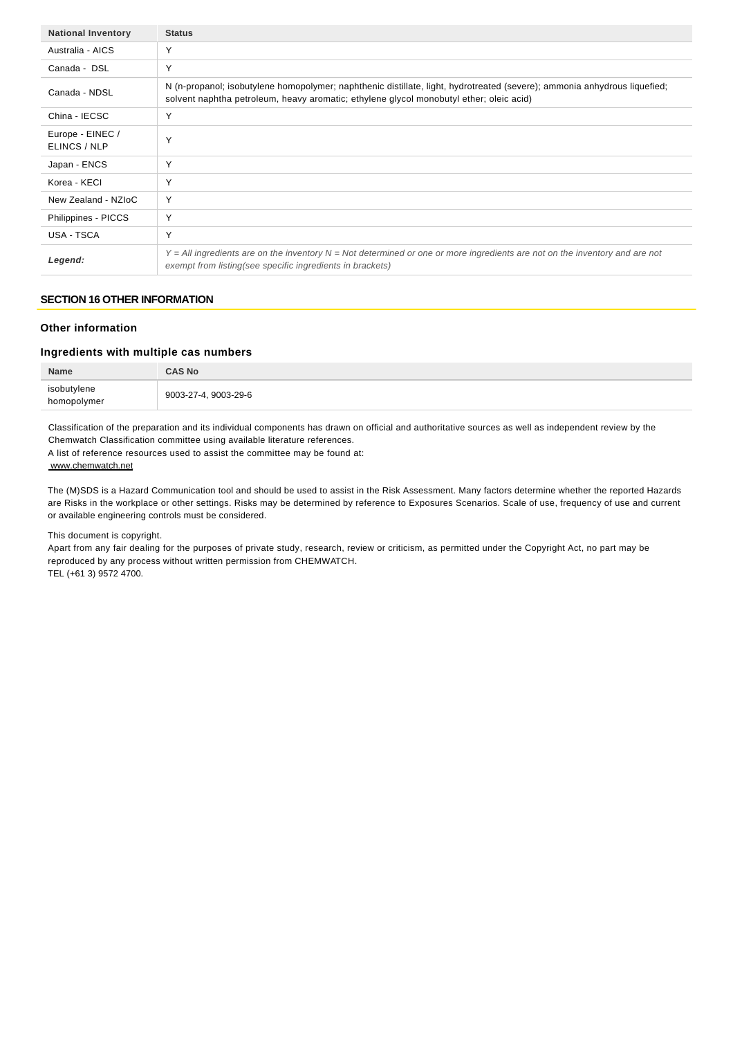| National Inventory | Status |
|---|---|
| Australia - AICS | Y |
| Canada - DSL | Y |
| Canada - NDSL | N (n-propanol; isobutylene homopolymer; naphthenic distillate, light, hydrotreated (severe); ammonia anhydrous liquefied; solvent naphtha petroleum, heavy aromatic; ethylene glycol monobutyl ether; oleic acid) |
| China - IECSC | Y |
| Europe - EINEC / ELINCS / NLP | Y |
| Japan - ENCS | Y |
| Korea - KECI | Y |
| New Zealand - NZIoC | Y |
| Philippines - PICCS | Y |
| USA - TSCA | Y |
| ***Legend:*** | *Y = All ingredients are on the inventory N = Not determined or one or more ingredients are not on the inventory and are not exempt from listing(see specific ingredients in brackets)* |

## SECTION 16 OTHER INFORMATION

### Other information

### Ingredients with multiple cas numbers

| Name | CAS No |
|---|---|
| isobutylene homopolymer | 9003-27-4, 9003-29-6 |

Classification of the preparation and its individual components has drawn on official and authoritative sources as well as independent review by the Chemwatch Classification committee using available literature references.
A list of reference resources used to assist the committee may be found at:
www.chemwatch.net

The (M)SDS is a Hazard Communication tool and should be used to assist in the Risk Assessment. Many factors determine whether the reported Hazards are Risks in the workplace or other settings. Risks may be determined by reference to Exposures Scenarios. Scale of use, frequency of use and current or available engineering controls must be considered.

This document is copyright.
Apart from any fair dealing for the purposes of private study, research, review or criticism, as permitted under the Copyright Act, no part may be reproduced by any process without written permission from CHEMWATCH.
TEL (+61 3) 9572 4700.